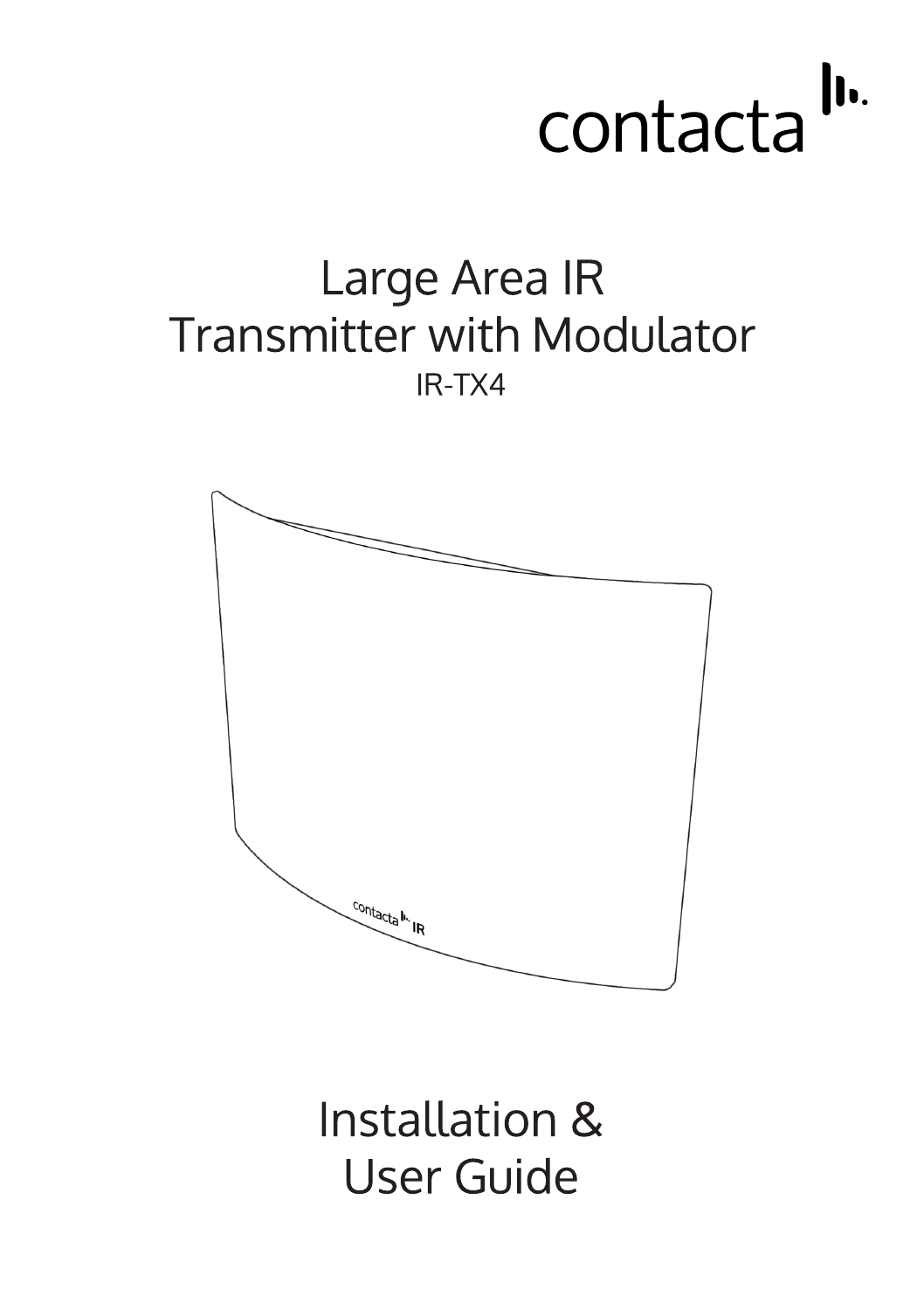contacta

# Large Area IR Transmitter with Modulator

IR-TX4

# Installation & User Guide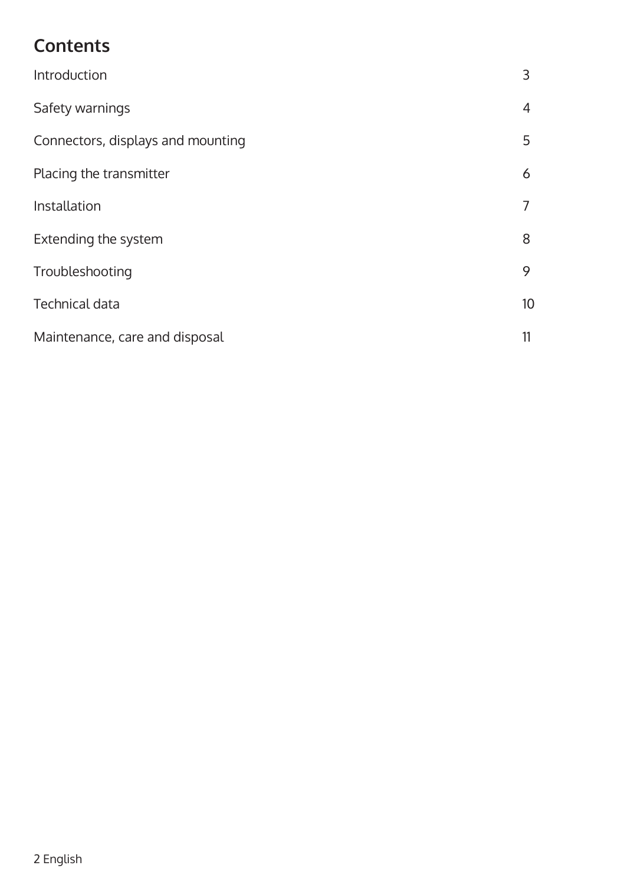## Contents

| | |
|---|---|
| Introduction | 3 |
| Safety warnings | 4 |
| Connectors, displays and mounting | 5 |
| Placing the transmitter | 6 |
| Installation | 7 |
| Extending the system | 8 |
| Troubleshooting | 9 |
| Technical data | 10 |
| Maintenance, care and disposal | 11 |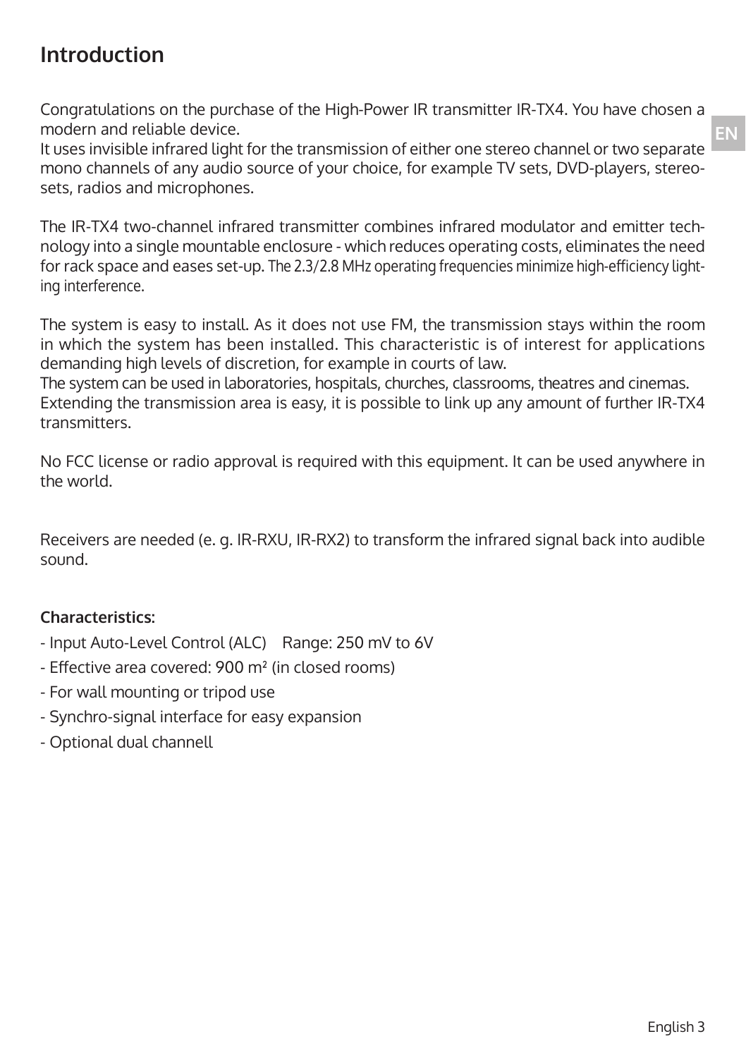# Introduction

Congratulations on the purchase of the High-Power IR transmitter IR-TX4. You have chosen a modern and reliable device.
It uses invisible infrared light for the transmission of either one stereo channel or two separate mono channels of any audio source of your choice, for example TV sets, DVD-players, stereo-sets, radios and microphones.

The IR-TX4 two-channel infrared transmitter combines infrared modulator and emitter technology into a single mountable enclosure - which reduces operating costs, eliminates the need for rack space and eases set-up. The 2.3/2.8 MHz operating frequencies minimize high-efficiency lighting interference.

The system is easy to install. As it does not use FM, the transmission stays within the room in which the system has been installed. This characteristic is of interest for applications demanding high levels of discretion, for example in courts of law.
The system can be used in laboratories, hospitals, churches, classrooms, theatres and cinemas.
Extending the transmission area is easy, it is possible to link up any amount of further IR-TX4 transmitters.

No FCC license or radio approval is required with this equipment. It can be used anywhere in the world.

Receivers are needed (e. g. IR-RXU, IR-RX2) to transform the infrared signal back into audible sound.

**Characteristics:**

- Input Auto-Level Control (ALC)    Range: 250 mV to 6V
- Effective area covered: 900 m² (in closed rooms)
- For wall mounting or tripod use
- Synchro-signal interface for easy expansion
- Optional dual channell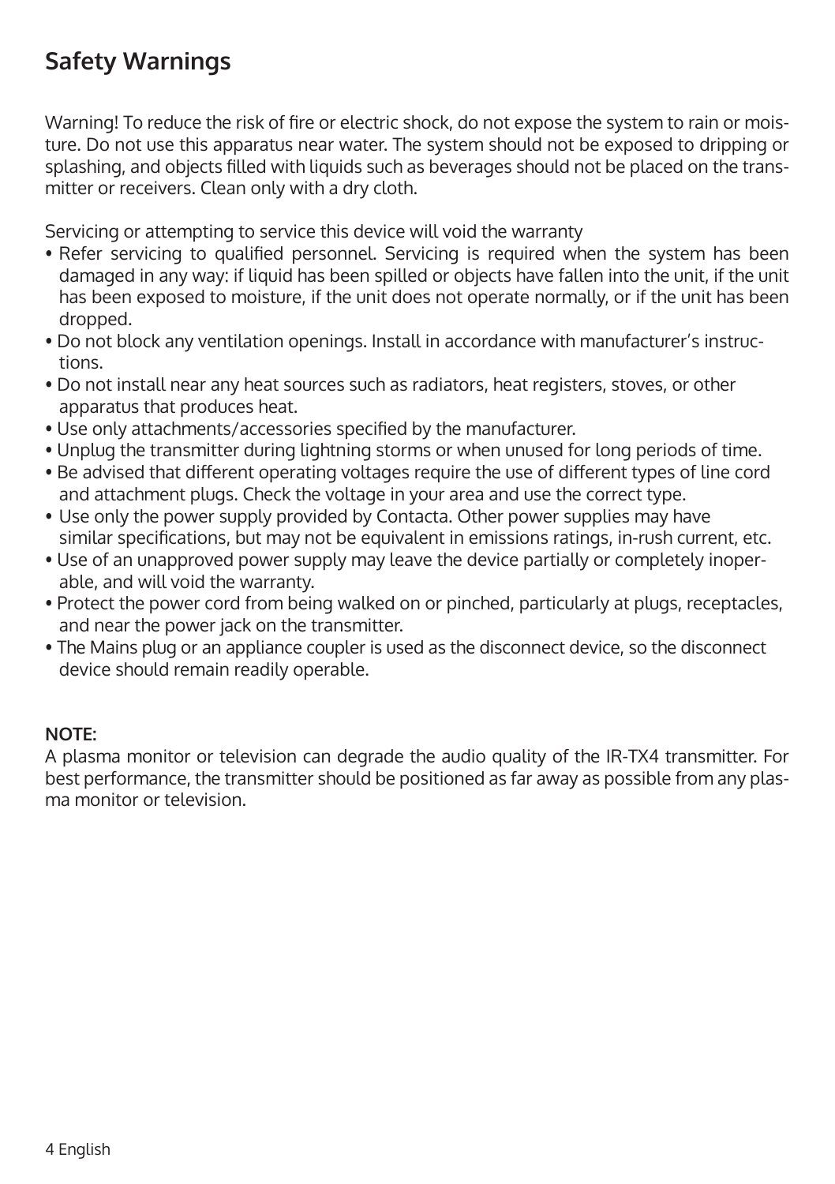## Safety Warnings

Warning! To reduce the risk of fire or electric shock, do not expose the system to rain or moisture. Do not use this apparatus near water. The system should not be exposed to dripping or splashing, and objects filled with liquids such as beverages should not be placed on the transmitter or receivers. Clean only with a dry cloth.

Servicing or attempting to service this device will void the warranty

- Refer servicing to qualified personnel. Servicing is required when the system has been damaged in any way: if liquid has been spilled or objects have fallen into the unit, if the unit has been exposed to moisture, if the unit does not operate normally, or if the unit has been dropped.
- Do not block any ventilation openings. Install in accordance with manufacturer's instructions.
- Do not install near any heat sources such as radiators, heat registers, stoves, or other apparatus that produces heat.
- Use only attachments/accessories specified by the manufacturer.
- Unplug the transmitter during lightning storms or when unused for long periods of time.
- Be advised that different operating voltages require the use of different types of line cord and attachment plugs. Check the voltage in your area and use the correct type.
- Use only the power supply provided by Contacta. Other power supplies may have similar specifications, but may not be equivalent in emissions ratings, in-rush current, etc.
- Use of an unapproved power supply may leave the device partially or completely inoperable, and will void the warranty.
- Protect the power cord from being walked on or pinched, particularly at plugs, receptacles, and near the power jack on the transmitter.
- The Mains plug or an appliance coupler is used as the disconnect device, so the disconnect device should remain readily operable.

**NOTE:**
A plasma monitor or television can degrade the audio quality of the IR-TX4 transmitter. For best performance, the transmitter should be positioned as far away as possible from any plasma monitor or television.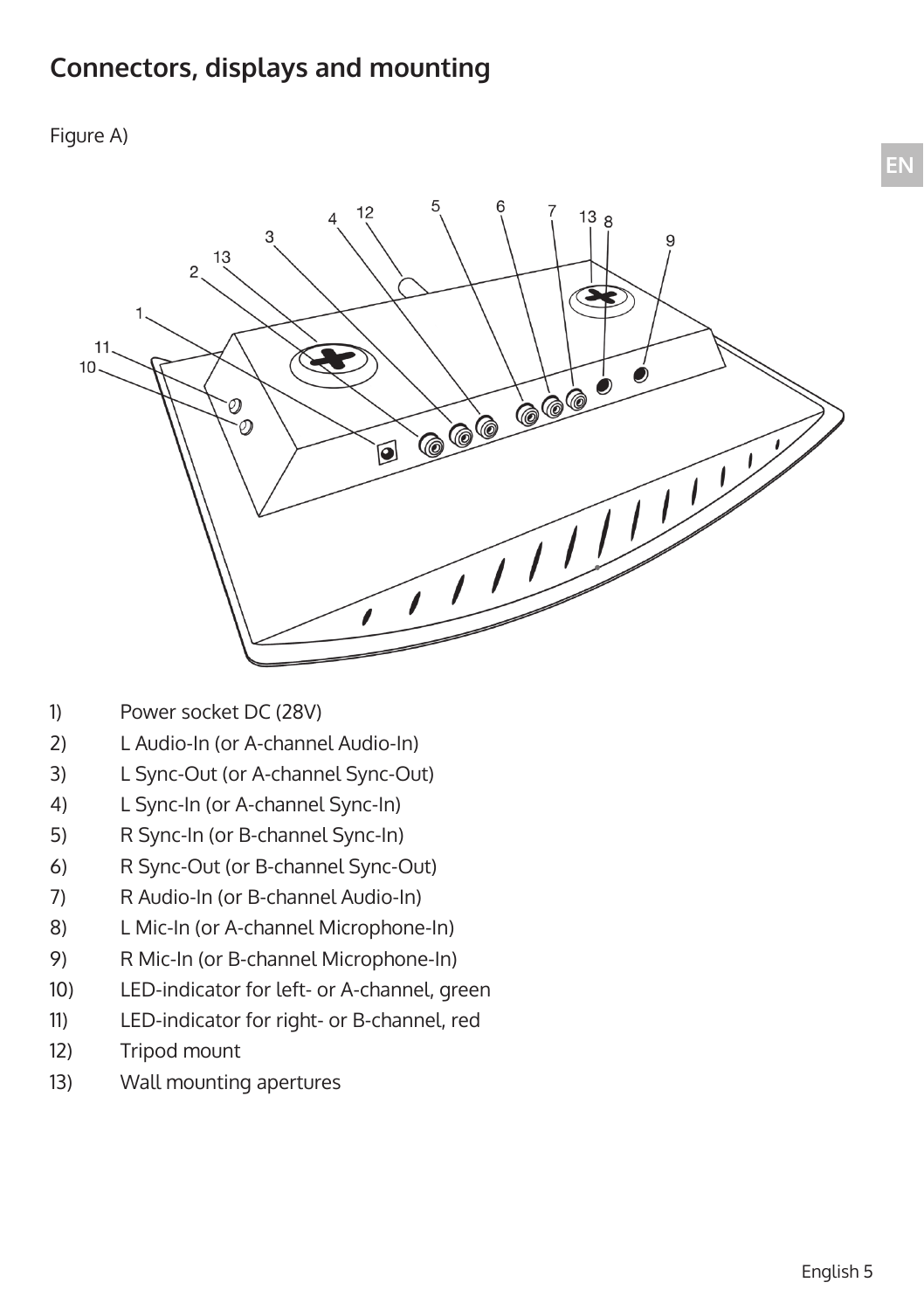# Connectors, displays and mounting

Figure A)

1) Power socket DC (28V)
2) L Audio-In (or A-channel Audio-In)
3) L Sync-Out (or A-channel Sync-Out)
4) L Sync-In (or A-channel Sync-In)
5) R Sync-In (or B-channel Sync-In)
6) R Sync-Out (or B-channel Sync-Out)
7) R Audio-In (or B-channel Audio-In)
8) L Mic-In (or A-channel Microphone-In)
9) R Mic-In (or B-channel Microphone-In)
10) LED-indicator for left- or A-channel, green
11) LED-indicator for right- or B-channel, red
12) Tripod mount
13) Wall mounting apertures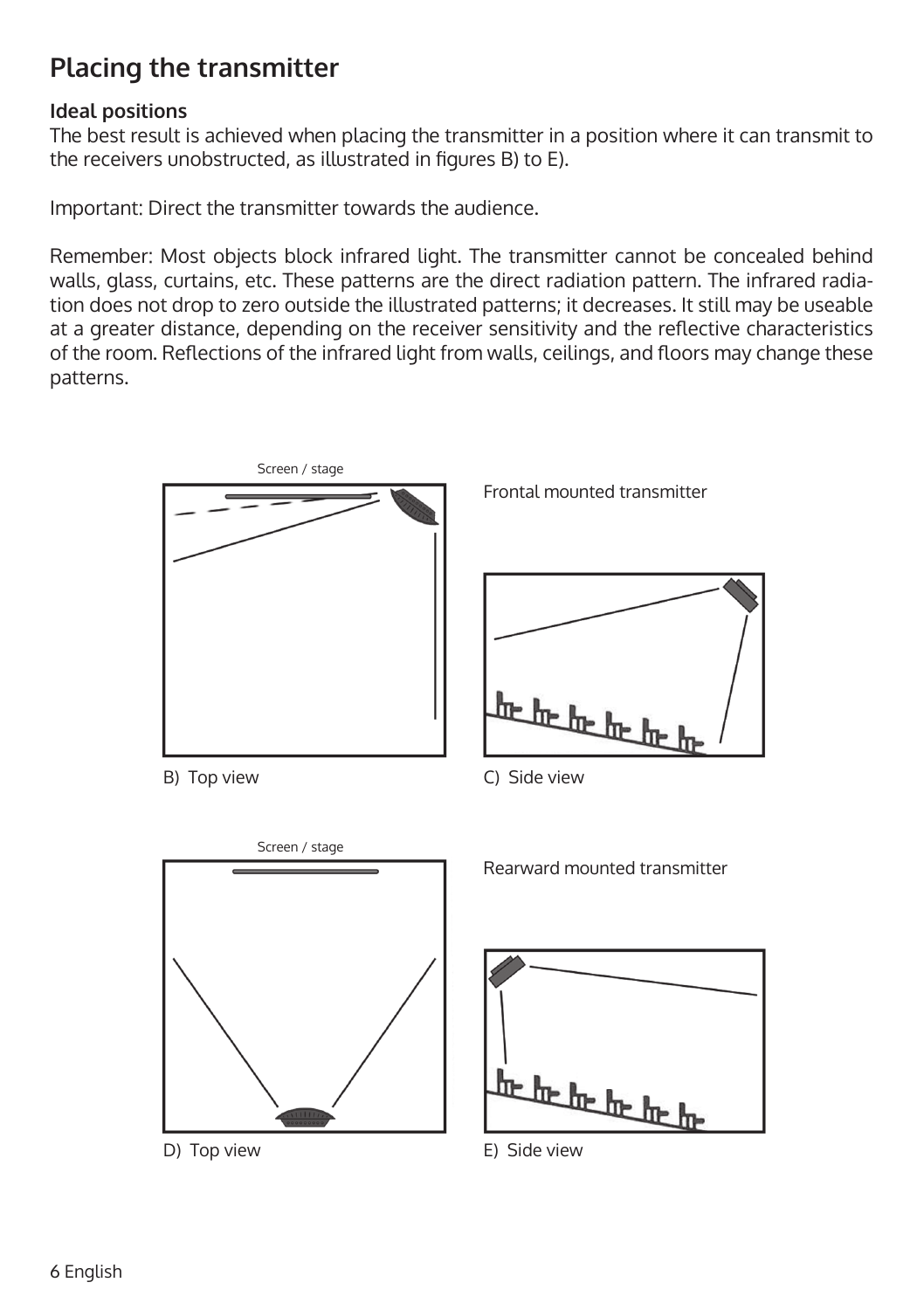## Placing the transmitter

### Ideal positions

The best result is achieved when placing the transmitter in a position where it can transmit to the receivers unobstructed, as illustrated in figures B) to E).

Important: Direct the transmitter towards the audience.

Remember: Most objects block infrared light. The transmitter cannot be concealed behind walls, glass, curtains, etc. These patterns are the direct radiation pattern. The infrared radiation does not drop to zero outside the illustrated patterns; it decreases. It still may be useable at a greater distance, depending on the receiver sensitivity and the reflective characteristics of the room. Reflections of the infrared light from walls, ceilings, and floors may change these patterns.

Screen / stage

Frontal mounted transmitter

B) Top view

C) Side view

Screen / stage

Rearward mounted transmitter

D) Top view

E) Side view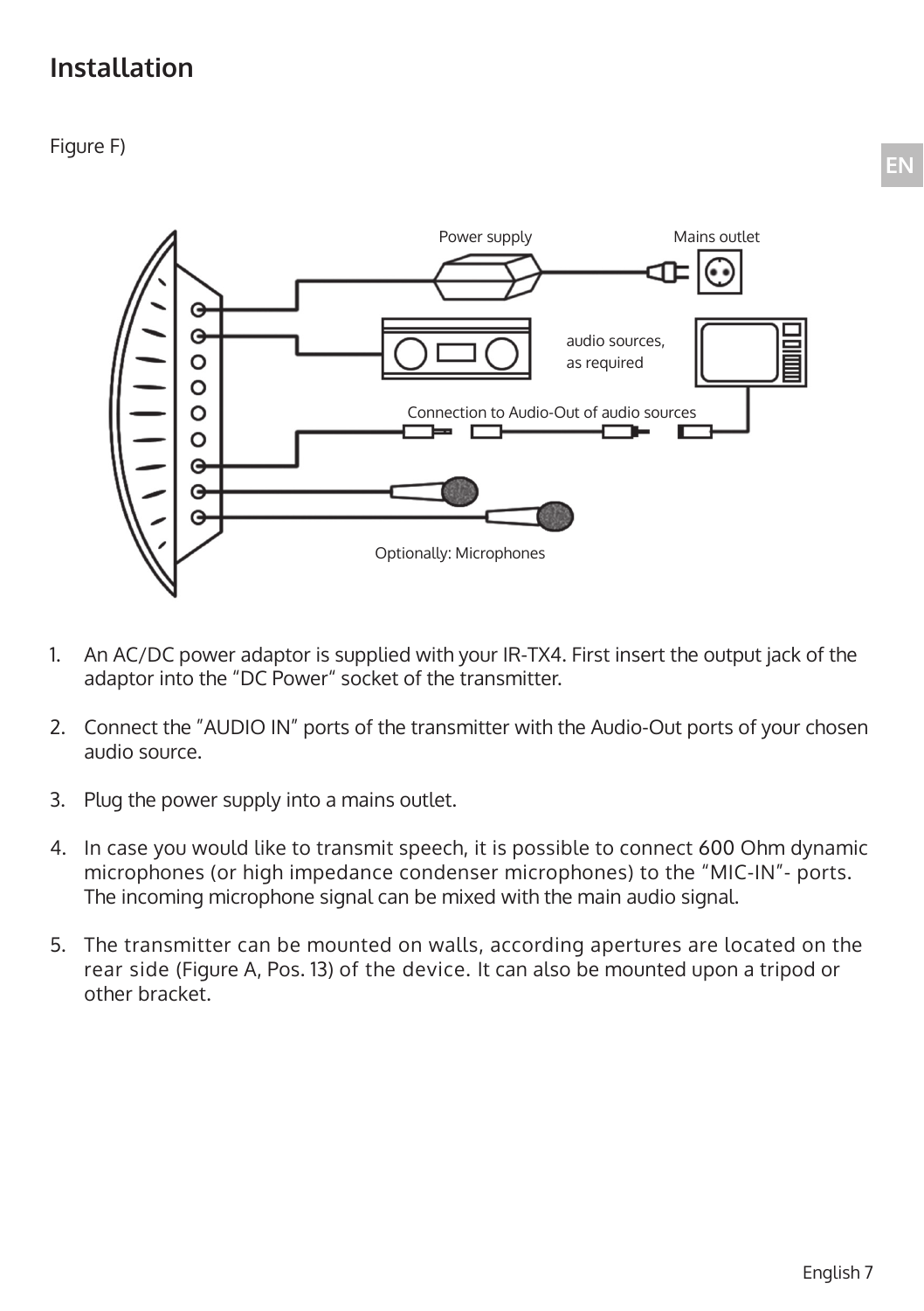# Installation

Figure F)

Power supply

Mains outlet

audio sources, as required

Connection to Audio-Out of audio sources

Optionally: Microphones

1. An AC/DC power adaptor is supplied with your IR-TX4. First insert the output jack of the adaptor into the “DC Power“ socket of the transmitter.
2. Connect the ”AUDIO IN” ports of the transmitter with the Audio-Out ports of your chosen audio source.
3. Plug the power supply into a mains outlet.
4. In case you would like to transmit speech, it is possible to connect 600 Ohm dynamic microphones (or high impedance condenser microphones) to the “MIC-IN”- ports. The incoming microphone signal can be mixed with the main audio signal.
5. The transmitter can be mounted on walls, according apertures are located on the rear side (Figure A, Pos. 13) of the device. It can also be mounted upon a tripod or other bracket.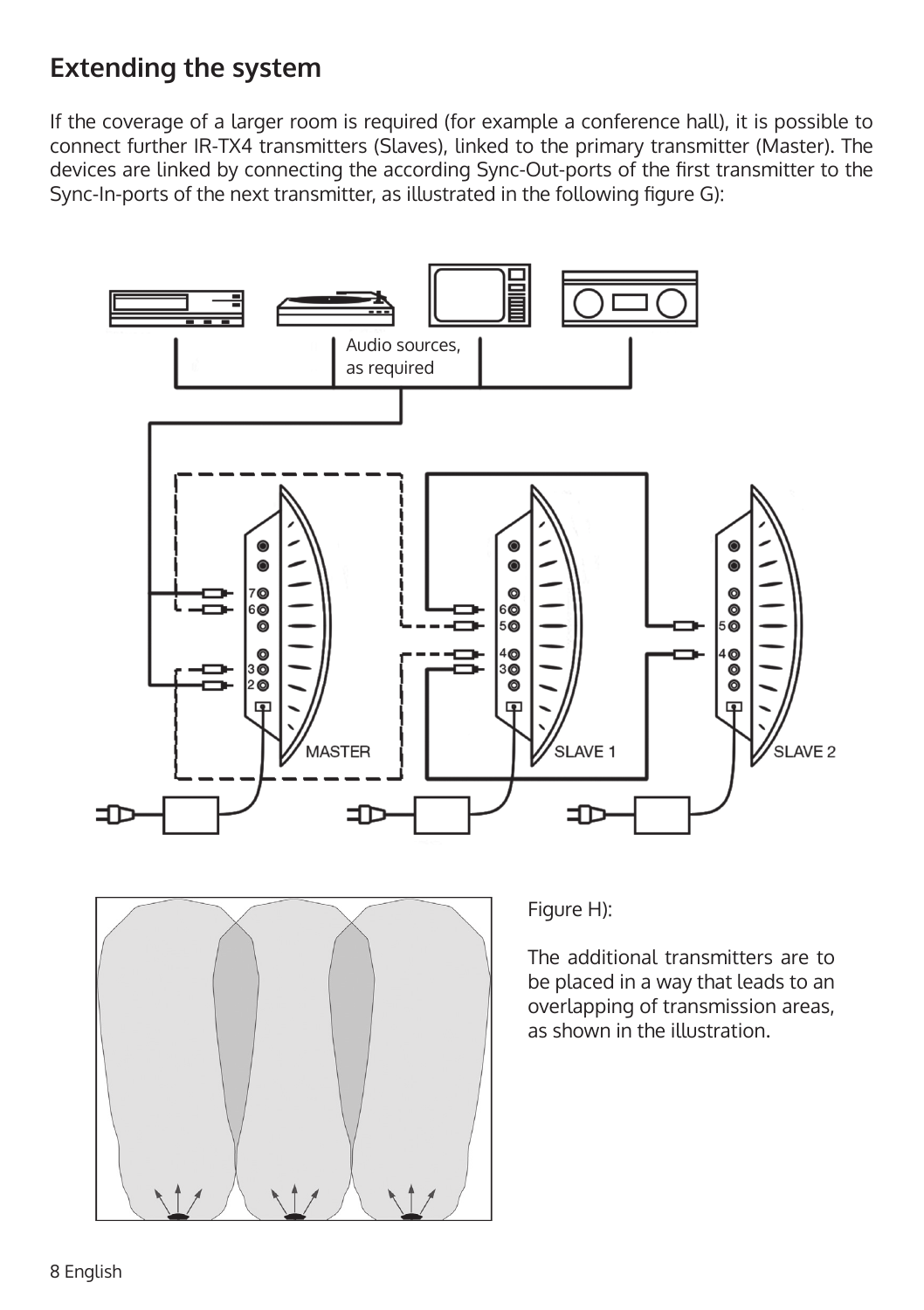## Extending the system

If the coverage of a larger room is required (for example a conference hall), it is possible to connect further IR-TX4 transmitters (Slaves), linked to the primary transmitter (Master). The devices are linked by connecting the according Sync-Out-ports of the first transmitter to the Sync-In-ports of the next transmitter, as illustrated in the following figure G):

Audio sources, as required

MASTER

SLAVE 1

SLAVE 2

Figure H):

The additional transmitters are to be placed in a way that leads to an overlapping of transmission areas, as shown in the illustration.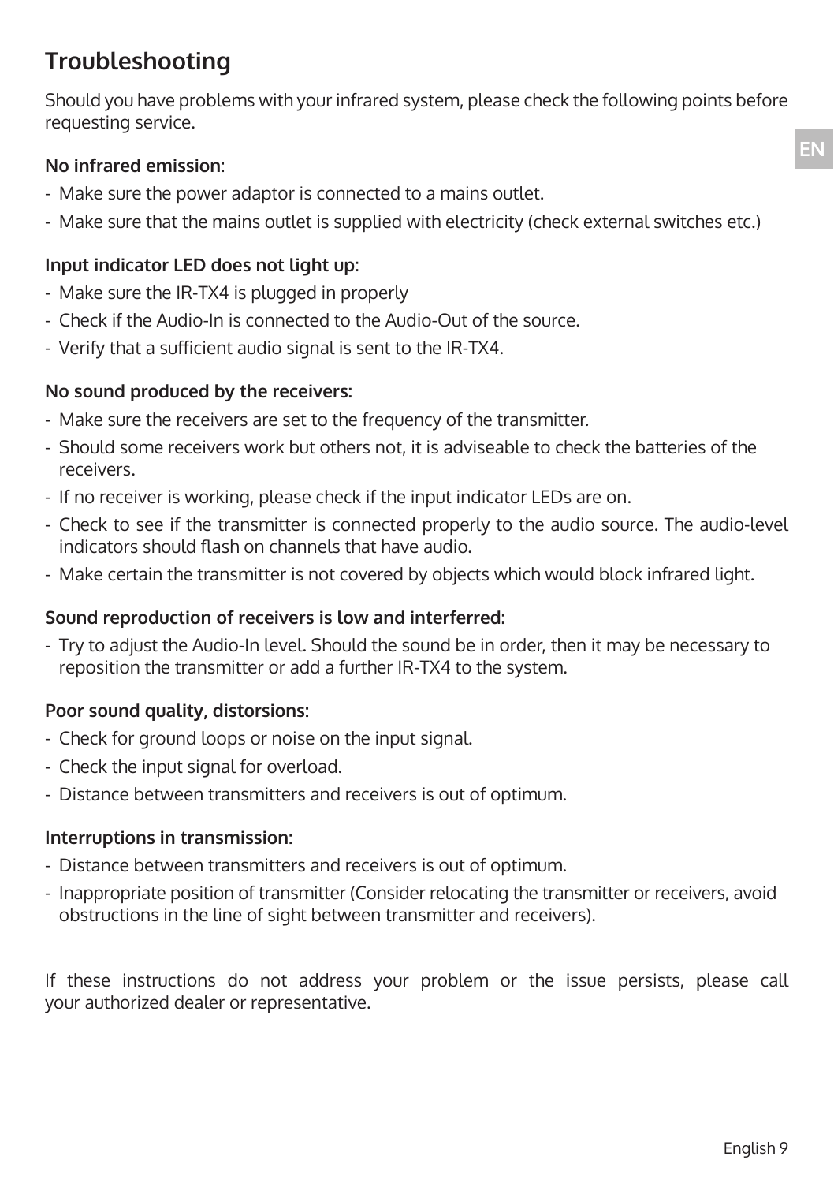## Troubleshooting

Should you have problems with your infrared system, please check the following points before requesting service.

**No infrared emission:**

- Make sure the power adaptor is connected to a mains outlet.
- Make sure that the mains outlet is supplied with electricity (check external switches etc.)

**Input indicator LED does not light up:**

- Make sure the IR-TX4 is plugged in properly
- Check if the Audio-In is connected to the Audio-Out of the source.
- Verify that a sufficient audio signal is sent to the IR-TX4.

**No sound produced by the receivers:**

- Make sure the receivers are set to the frequency of the transmitter.
- Should some receivers work but others not, it is adviseable to check the batteries of the receivers.
- If no receiver is working, please check if the input indicator LEDs are on.
- Check to see if the transmitter is connected properly to the audio source. The audio-level indicators should flash on channels that have audio.
- Make certain the transmitter is not covered by objects which would block infrared light.

**Sound reproduction of receivers is low and interferred:**

- Try to adjust the Audio-In level. Should the sound be in order, then it may be necessary to reposition the transmitter or add a further IR-TX4 to the system.

**Poor sound quality, distorsions:**

- Check for ground loops or noise on the input signal.
- Check the input signal for overload.
- Distance between transmitters and receivers is out of optimum.

**Interruptions in transmission:**

- Distance between transmitters and receivers is out of optimum.
- Inappropriate position of transmitter (Consider relocating the transmitter or receivers, avoid obstructions in the line of sight between transmitter and receivers).

If these instructions do not address your problem or the issue persists, please call your authorized dealer or representative.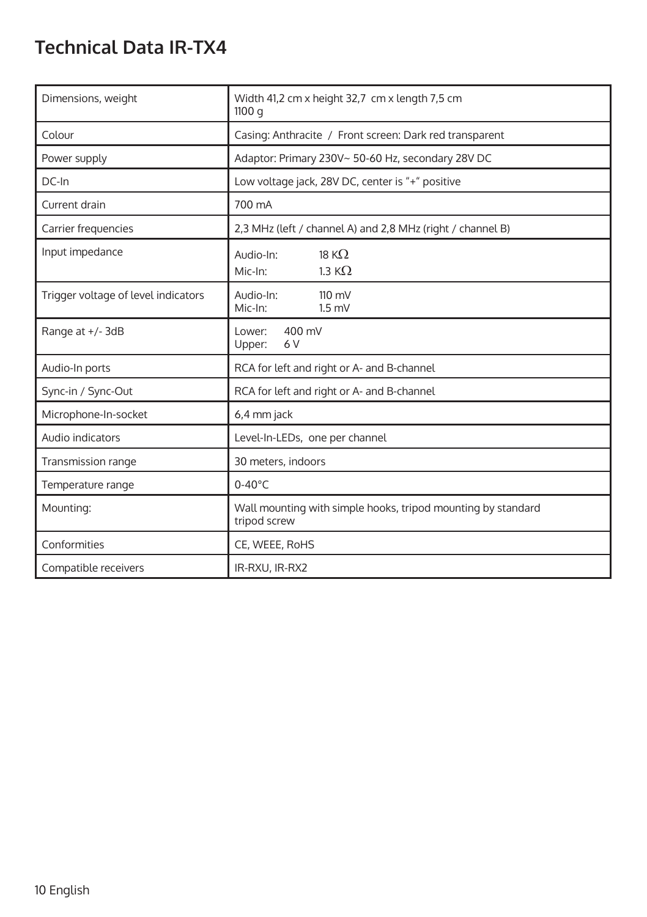# Technical Data IR-TX4

| | |
|---|---|
| Dimensions, weight | Width 41,2 cm x height 32,7 cm x length 7,5 cm<br>1100 g |
| Colour | Casing: Anthracite / Front screen: Dark red transparent |
| Power supply | Adaptor: Primary 230V~ 50-60 Hz, secondary 28V DC |
| DC-In | Low voltage jack, 28V DC, center is "+" positive |
| Current drain | 700 mA |
| Carrier frequencies | 2,3 MHz (left / channel A) and 2,8 MHz (right / channel B) |
| Input impedance | Audio-In: 18 KΩ<br>Mic-In: 1.3 KΩ |
| Trigger voltage of level indicators | Audio-In: 110 mV<br>Mic-In: 1.5 mV |
| Range at +/- 3dB | Lower: 400 mV<br>Upper: 6 V |
| Audio-In ports | RCA for left and right or A- and B-channel |
| Sync-in / Sync-Out | RCA for left and right or A- and B-channel |
| Microphone-In-socket | 6,4 mm jack |
| Audio indicators | Level-In-LEDs, one per channel |
| Transmission range | 30 meters, indoors |
| Temperature range | 0-40°C |
| Mounting: | Wall mounting with simple hooks, tripod mounting by standard tripod screw |
| Conformities | CE, WEEE, RoHS |
| Compatible receivers | IR-RXU, IR-RX2 |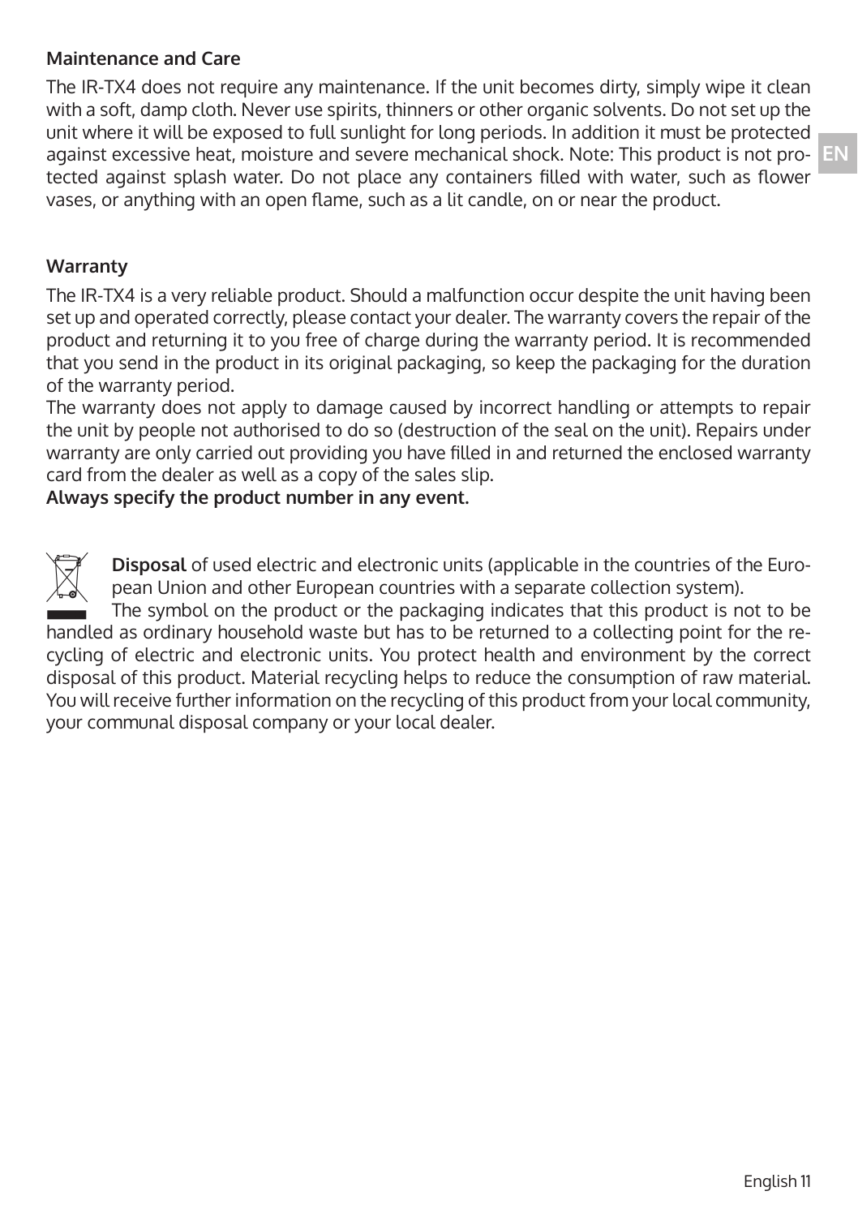### Maintenance and Care

The IR-TX4 does not require any maintenance. If the unit becomes dirty, simply wipe it clean with a soft, damp cloth. Never use spirits, thinners or other organic solvents. Do not set up the unit where it will be exposed to full sunlight for long periods. In addition it must be protected against excessive heat, moisture and severe mechanical shock. Note: This product is not protected against splash water. Do not place any containers filled with water, such as flower vases, or anything with an open flame, such as a lit candle, on or near the product.

### Warranty

The IR-TX4 is a very reliable product. Should a malfunction occur despite the unit having been set up and operated correctly, please contact your dealer. The warranty covers the repair of the product and returning it to you free of charge during the warranty period. It is recommended that you send in the product in its original packaging, so keep the packaging for the duration of the warranty period.

The warranty does not apply to damage caused by incorrect handling or attempts to repair the unit by people not authorised to do so (destruction of the seal on the unit). Repairs under warranty are only carried out providing you have filled in and returned the enclosed warranty card from the dealer as well as a copy of the sales slip.

**Always specify the product number in any event.**

**Disposal** of used electric and electronic units (applicable in the countries of the European Union and other European countries with a separate collection system).

The symbol on the product or the packaging indicates that this product is not to be handled as ordinary household waste but has to be returned to a collecting point for the recycling of electric and electronic units. You protect health and environment by the correct disposal of this product. Material recycling helps to reduce the consumption of raw material. You will receive further information on the recycling of this product from your local community, your communal disposal company or your local dealer.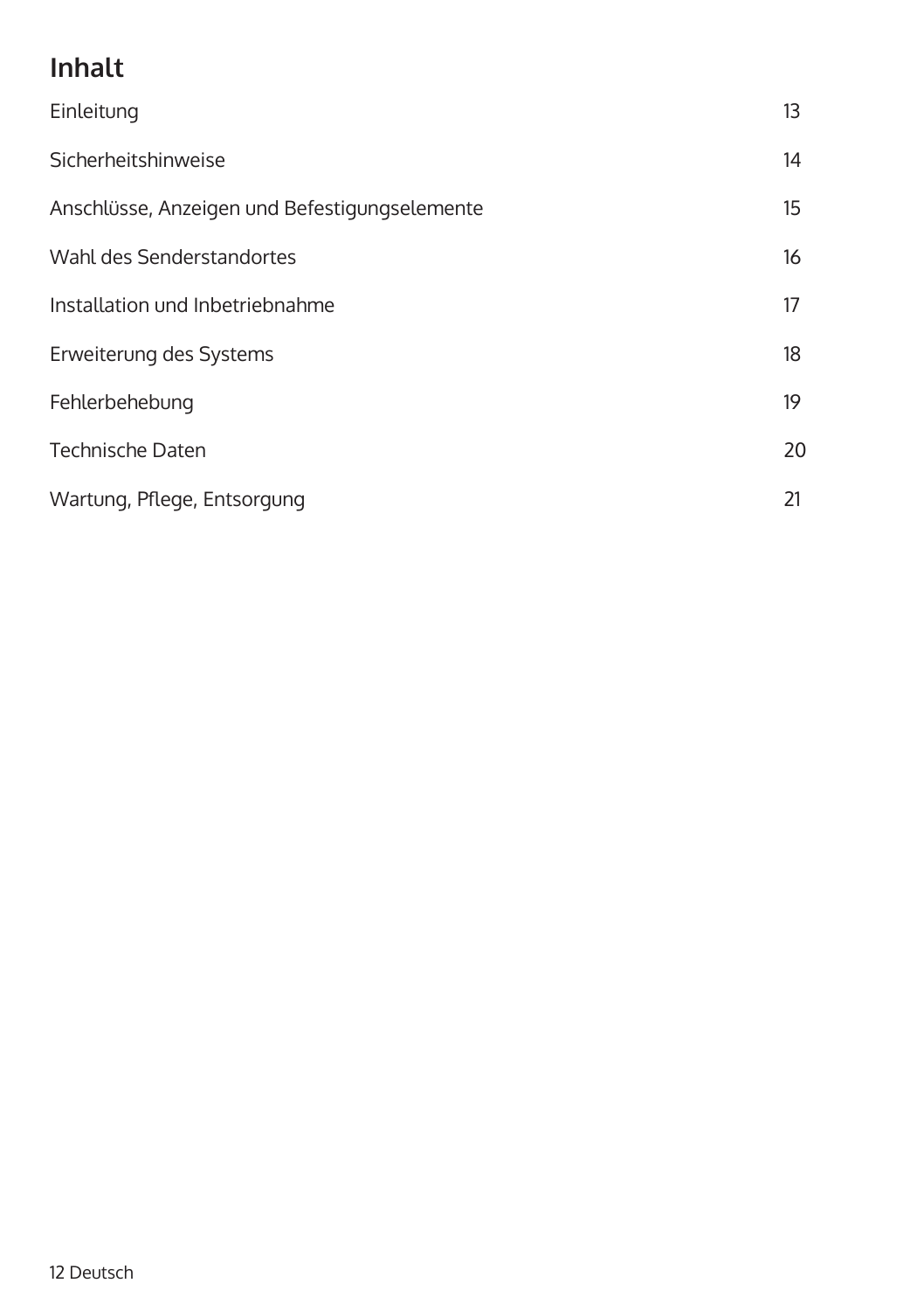# Inhalt

| | |
|---|---|
| Einleitung | 13 |
| Sicherheitshinweise | 14 |
| Anschlüsse, Anzeigen und Befestigungselemente | 15 |
| Wahl des Senderstandortes | 16 |
| Installation und Inbetriebnahme | 17 |
| Erweiterung des Systems | 18 |
| Fehlerbehebung | 19 |
| Technische Daten | 20 |
| Wartung, Pflege, Entsorgung | 21 |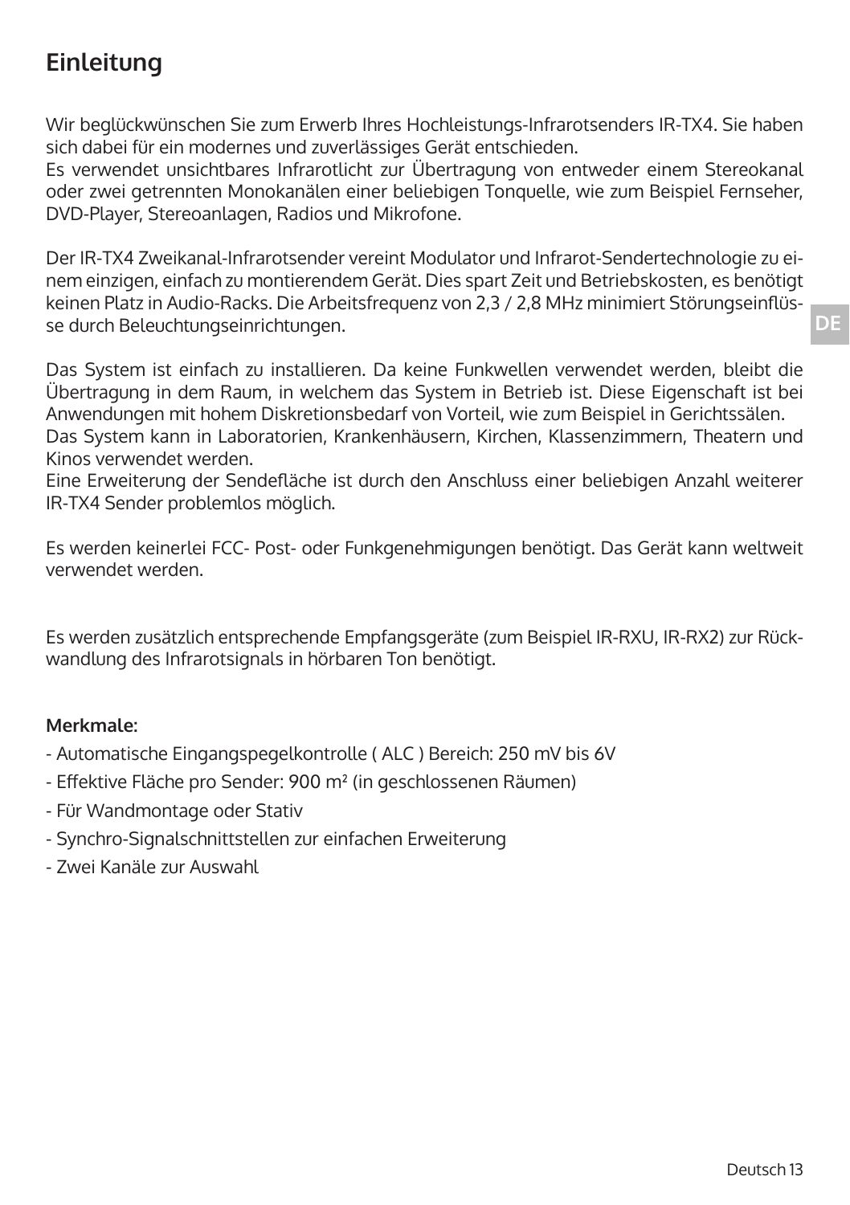# Einleitung

Wir beglückwünschen Sie zum Erwerb Ihres Hochleistungs-Infrarotsenders IR-TX4. Sie haben sich dabei für ein modernes und zuverlässiges Gerät entschieden.
Es verwendet unsichtbares Infrarotlicht zur Übertragung von entweder einem Stereokanal oder zwei getrennten Monokanälen einer beliebigen Tonquelle, wie zum Beispiel Fernseher, DVD-Player, Stereoanlagen, Radios und Mikrofone.

Der IR-TX4 Zweikanal-Infrarotsender vereint Modulator und Infrarot-Sendertechnologie zu einem einzigen, einfach zu montierendem Gerät. Dies spart Zeit und Betriebskosten, es benötigt keinen Platz in Audio-Racks. Die Arbeitsfrequenz von 2,3 / 2,8 MHz minimiert Störungseinflüsse durch Beleuchtungseinrichtungen.

Das System ist einfach zu installieren. Da keine Funkwellen verwendet werden, bleibt die Übertragung in dem Raum, in welchem das System in Betrieb ist. Diese Eigenschaft ist bei Anwendungen mit hohem Diskretionsbedarf von Vorteil, wie zum Beispiel in Gerichtssälen.
Das System kann in Laboratorien, Krankenhäusern, Kirchen, Klassenzimmern, Theatern und Kinos verwendet werden.
Eine Erweiterung der Sendefläche ist durch den Anschluss einer beliebigen Anzahl weiterer IR-TX4 Sender problemlos möglich.

Es werden keinerlei FCC- Post- oder Funkgenehmigungen benötigt. Das Gerät kann weltweit verwendet werden.

Es werden zusätzlich entsprechende Empfangsgeräte (zum Beispiel IR-RXU, IR-RX2) zur Rückwandlung des Infrarotsignals in hörbaren Ton benötigt.

**Merkmale:**

- Automatische Eingangspegelkontrolle ( ALC ) Bereich: 250 mV bis 6V
- Effektive Fläche pro Sender: 900 m² (in geschlossenen Räumen)
- Für Wandmontage oder Stativ
- Synchro-Signalschnittstellen zur einfachen Erweiterung
- Zwei Kanäle zur Auswahl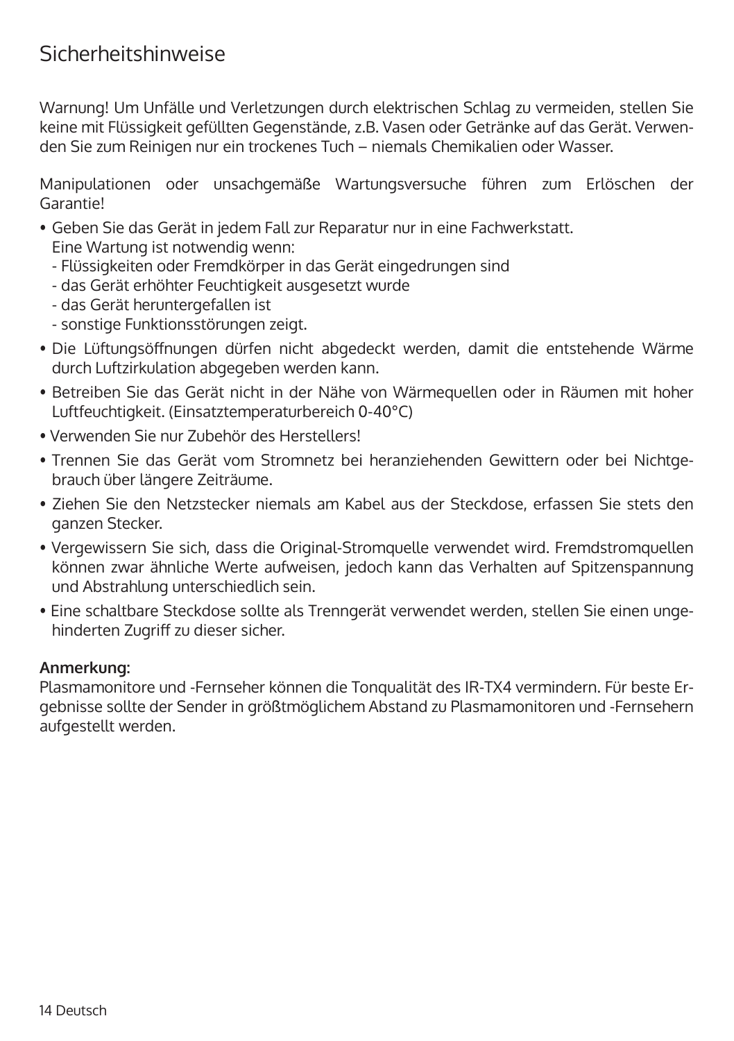# Sicherheitshinweise

Warnung! Um Unfälle und Verletzungen durch elektrischen Schlag zu vermeiden, stellen Sie keine mit Flüssigkeit gefüllten Gegenstände, z.B. Vasen oder Getränke auf das Gerät. Verwenden Sie zum Reinigen nur ein trockenes Tuch – niemals Chemikalien oder Wasser.

Manipulationen oder unsachgemäße Wartungsversuche führen zum Erlöschen der Garantie!

- Geben Sie das Gerät in jedem Fall zur Reparatur nur in eine Fachwerkstatt.
  Eine Wartung ist notwendig wenn:
  - Flüssigkeiten oder Fremdkörper in das Gerät eingedrungen sind
  - das Gerät erhöhter Feuchtigkeit ausgesetzt wurde
  - das Gerät heruntergefallen ist
  - sonstige Funktionsstörungen zeigt.
- Die Lüftungsöffnungen dürfen nicht abgedeckt werden, damit die entstehende Wärme durch Luftzirkulation abgegeben werden kann.
- Betreiben Sie das Gerät nicht in der Nähe von Wärmequellen oder in Räumen mit hoher Luftfeuchtigkeit. (Einsatztemperaturbereich 0-40°C)
- Verwenden Sie nur Zubehör des Herstellers!
- Trennen Sie das Gerät vom Stromnetz bei heranziehenden Gewittern oder bei Nichtgebrauch über längere Zeiträume.
- Ziehen Sie den Netzstecker niemals am Kabel aus der Steckdose, erfassen Sie stets den ganzen Stecker.
- Vergewissern Sie sich, dass die Original-Stromquelle verwendet wird. Fremdstromquellen können zwar ähnliche Werte aufweisen, jedoch kann das Verhalten auf Spitzenspannung und Abstrahlung unterschiedlich sein.
- Eine schaltbare Steckdose sollte als Trenngerät verwendet werden, stellen Sie einen ungehinderten Zugriff zu dieser sicher.

**Anmerkung:**
Plasmamonitore und -Fernseher können die Tonqualität des IR-TX4 vermindern. Für beste Ergebnisse sollte der Sender in größtmöglichem Abstand zu Plasmamonitoren und -Fernsehern aufgestellt werden.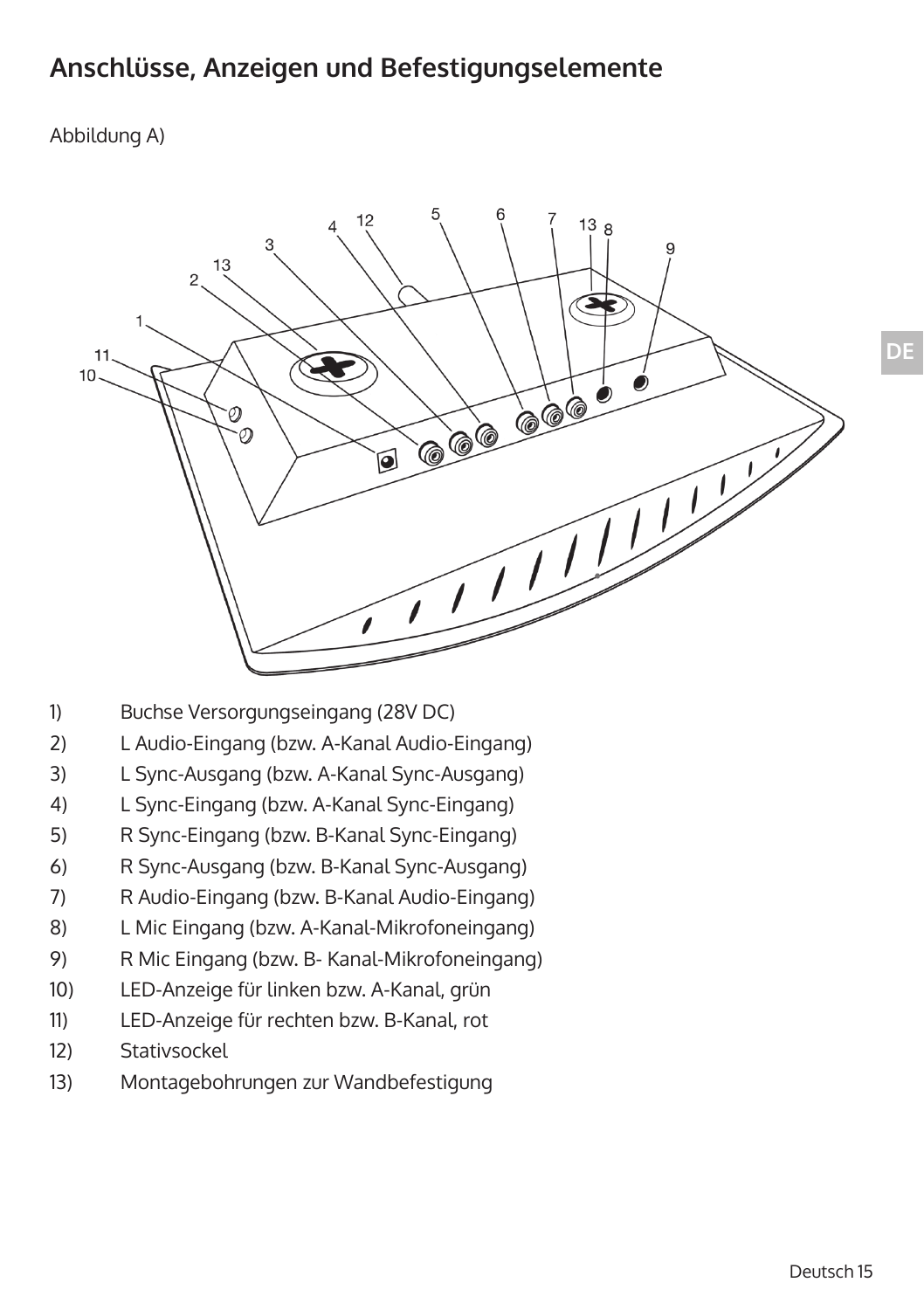## Anschlüsse, Anzeigen und Befestigungselemente

Abbildung A)

1) Buchse Versorgungseingang (28V DC)
2) L Audio-Eingang (bzw. A-Kanal Audio-Eingang)
3) L Sync-Ausgang (bzw. A-Kanal Sync-Ausgang)
4) L Sync-Eingang (bzw. A-Kanal Sync-Eingang)
5) R Sync-Eingang (bzw. B-Kanal Sync-Eingang)
6) R Sync-Ausgang (bzw. B-Kanal Sync-Ausgang)
7) R Audio-Eingang (bzw. B-Kanal Audio-Eingang)
8) L Mic Eingang (bzw. A-Kanal-Mikrofoneingang)
9) R Mic Eingang (bzw. B- Kanal-Mikrofoneingang)
10) LED-Anzeige für linken bzw. A-Kanal, grün
11) LED-Anzeige für rechten bzw. B-Kanal, rot
12) Stativsockel
13) Montagebohrungen zur Wandbefestigung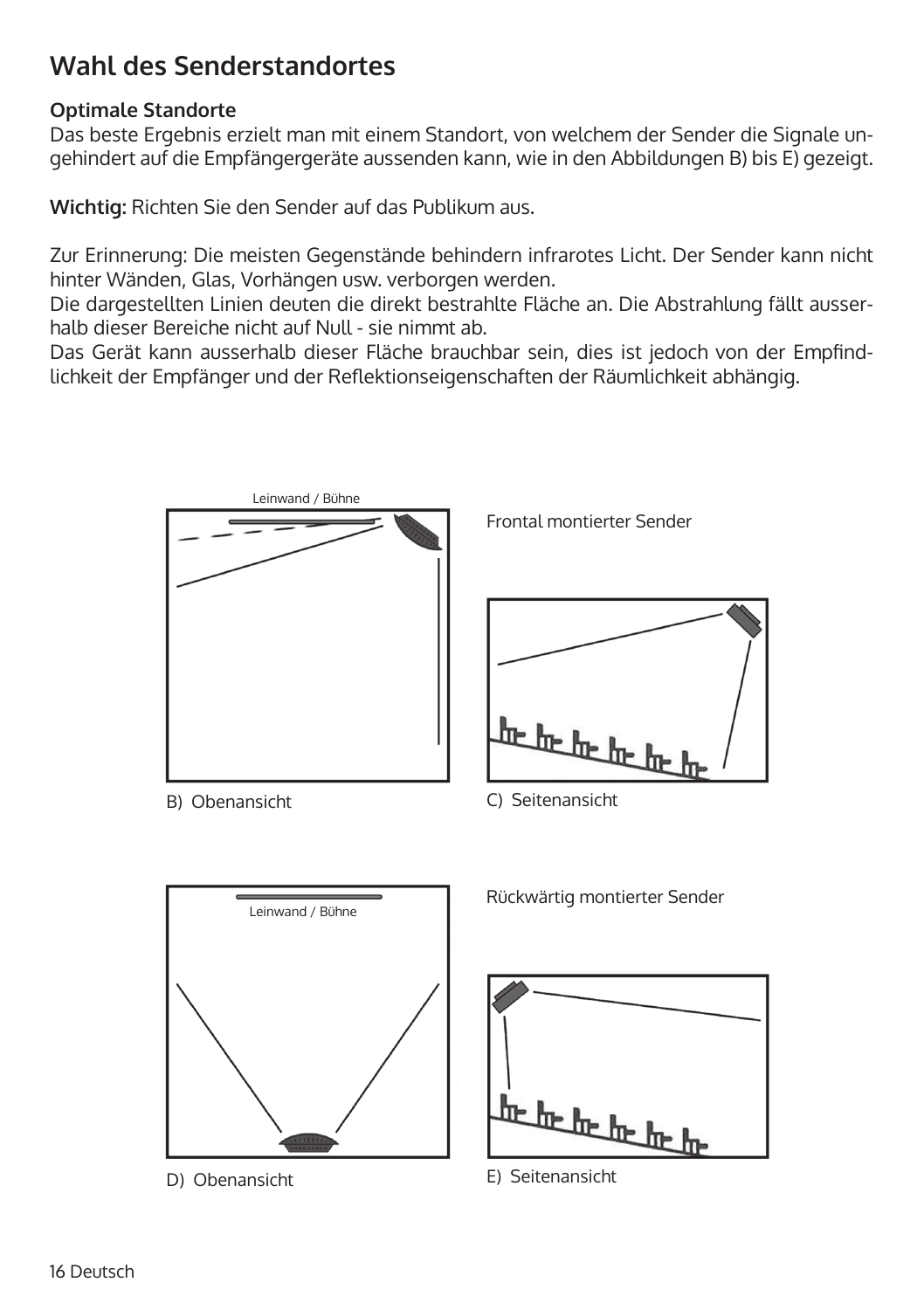## Wahl des Senderstandortes

**Optimale Standorte**

Das beste Ergebnis erzielt man mit einem Standort, von welchem der Sender die Signale ungehindert auf die Empfängergeräte aussenden kann, wie in den Abbildungen B) bis E) gezeigt.

**Wichtig:** Richten Sie den Sender auf das Publikum aus.

Zur Erinnerung: Die meisten Gegenstände behindern infrarotes Licht. Der Sender kann nicht hinter Wänden, Glas, Vorhängen usw. verborgen werden.
Die dargestellten Linien deuten die direkt bestrahlte Fläche an. Die Abstrahlung fällt ausserhalb dieser Bereiche nicht auf Null - sie nimmt ab.
Das Gerät kann ausserhalb dieser Fläche brauchbar sein, dies ist jedoch von der Empfindlichkeit der Empfänger und der Reflektionseigenschaften der Räumlichkeit abhängig.

Leinwand / Bühne

B) Obenansicht

Frontal montierter Sender

C) Seitenansicht

Leinwand / Bühne

D) Obenansicht

Rückwärtig montierter Sender

E) Seitenansicht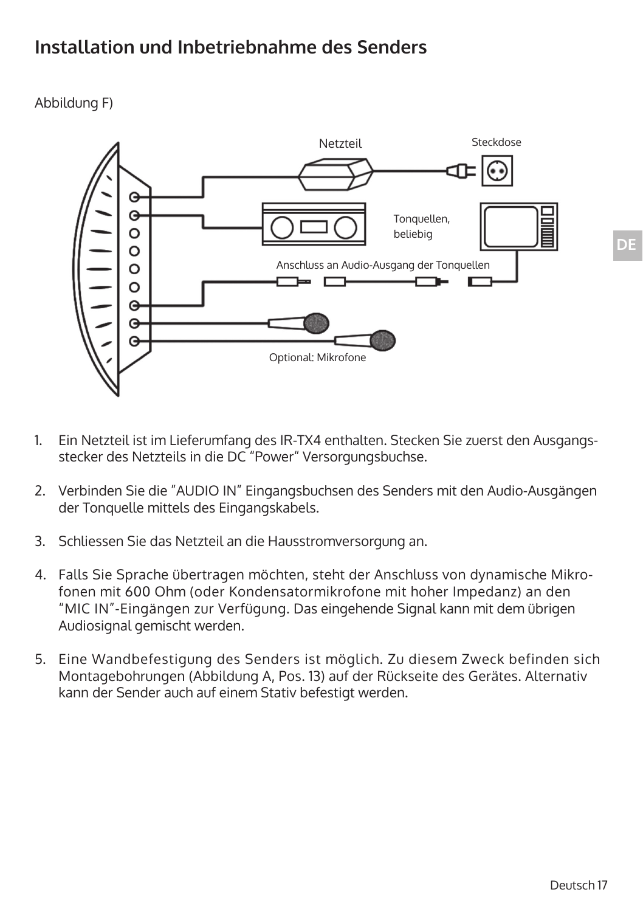# Installation und Inbetriebnahme des Senders

Abbildung F)

Netzteil

Steckdose

Tonquellen, beliebig

Anschluss an Audio-Ausgang der Tonquellen

Optional: Mikrofone

1. Ein Netzteil ist im Lieferumfang des IR-TX4 enthalten. Stecken Sie zuerst den Ausgangsstecker des Netzteils in die DC “Power“ Versorgungsbuchse.

2. Verbinden Sie die ”AUDIO IN” Eingangsbuchsen des Senders mit den Audio-Ausgängen der Tonquelle mittels des Eingangskabels.

3. Schliessen Sie das Netzteil an die Hausstromversorgung an.

4. Falls Sie Sprache übertragen möchten, steht der Anschluss von dynamische Mikrofonen mit 600 Ohm (oder Kondensatormikrofone mit hoher Impedanz) an den “MIC IN”-Eingängen zur Verfügung. Das eingehende Signal kann mit dem übrigen Audiosignal gemischt werden.

5. Eine Wandbefestigung des Senders ist möglich. Zu diesem Zweck befinden sich Montagebohrungen (Abbildung A, Pos. 13) auf der Rückseite des Gerätes. Alternativ kann der Sender auch auf einem Stativ befestigt werden.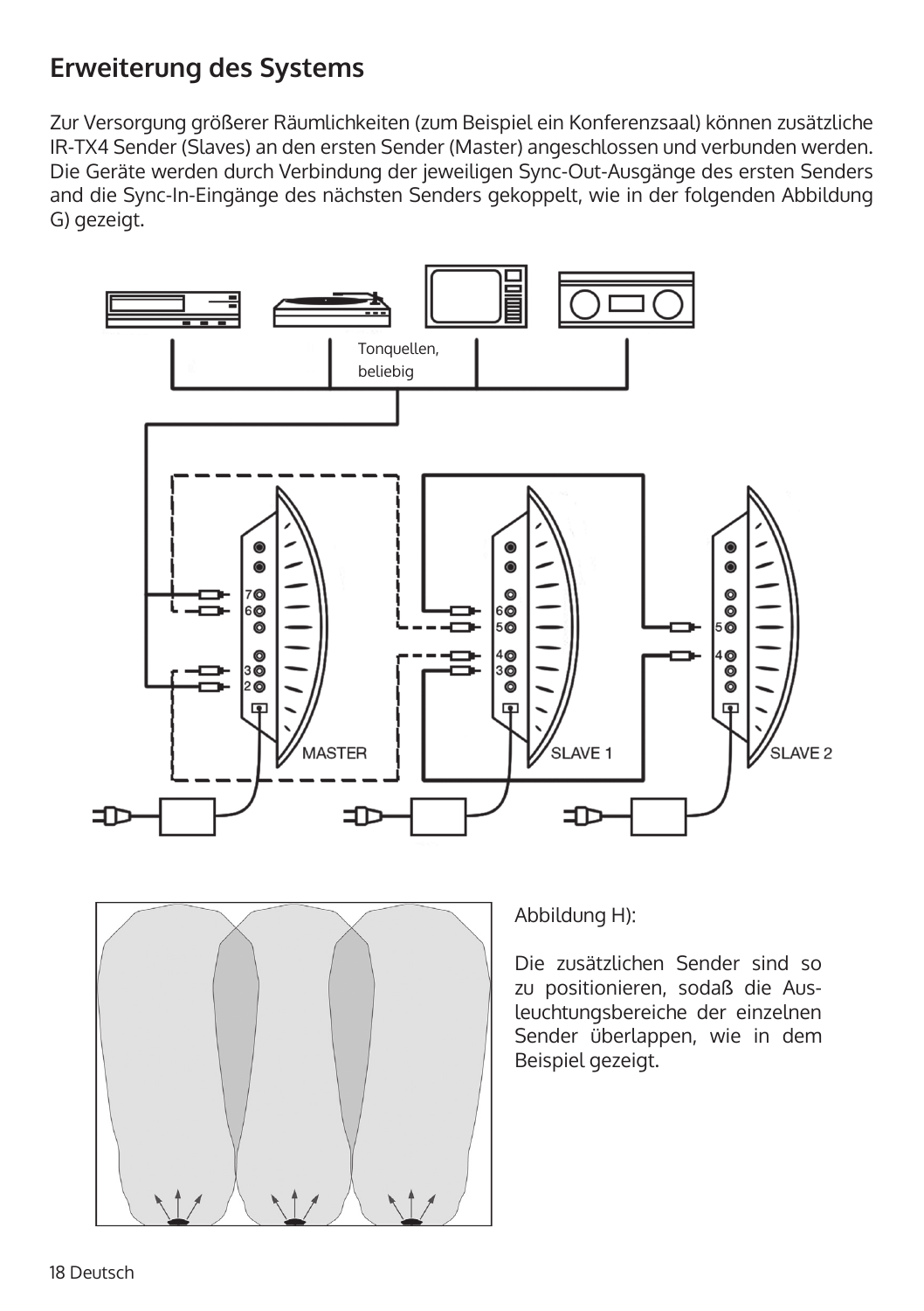## Erweiterung des Systems

Zur Versorgung größerer Räumlichkeiten (zum Beispiel ein Konferenzsaal) können zusätzliche IR-TX4 Sender (Slaves) an den ersten Sender (Master) angeschlossen und verbunden werden. Die Geräte werden durch Verbindung der jeweiligen Sync-Out-Ausgänge des ersten Senders and die Sync-In-Eingänge des nächsten Senders gekoppelt, wie in der folgenden Abbildung G) gezeigt.

Tonquellen, beliebig

7
6
3
2
MASTER

6
5
4
3
SLAVE 1

5
4
SLAVE 2

Abbildung H):

Die zusätzlichen Sender sind so zu positionieren, sodaß die Ausleuchtungsbereiche der einzelnen Sender überlappen, wie in dem Beispiel gezeigt.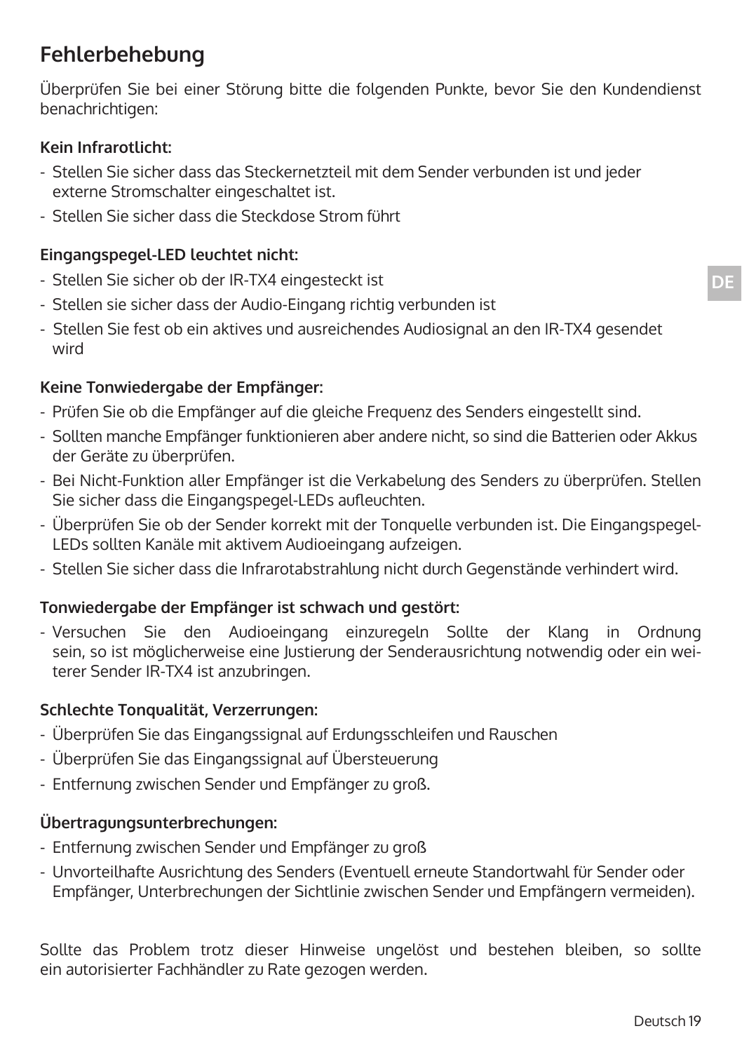# Fehlerbehebung

Überprüfen Sie bei einer Störung bitte die folgenden Punkte, bevor Sie den Kundendienst benachrichtigen:

**Kein Infrarotlicht:**

- Stellen Sie sicher dass das Steckernetzteil mit dem Sender verbunden ist und jeder externe Stromschalter eingeschaltet ist.
- Stellen Sie sicher dass die Steckdose Strom führt

**Eingangspegel-LED leuchtet nicht:**

- Stellen Sie sicher ob der IR-TX4 eingesteckt ist
- Stellen sie sicher dass der Audio-Eingang richtig verbunden ist
- Stellen Sie fest ob ein aktives und ausreichendes Audiosignal an den IR-TX4 gesendet wird

**Keine Tonwiedergabe der Empfänger:**

- Prüfen Sie ob die Empfänger auf die gleiche Frequenz des Senders eingestellt sind.
- Sollten manche Empfänger funktionieren aber andere nicht, so sind die Batterien oder Akkus der Geräte zu überprüfen.
- Bei Nicht-Funktion aller Empfänger ist die Verkabelung des Senders zu überprüfen. Stellen Sie sicher dass die Eingangspegel-LEDs aufleuchten.
- Überprüfen Sie ob der Sender korrekt mit der Tonquelle verbunden ist. Die Eingangspegel-LEDs sollten Kanäle mit aktivem Audioeingang aufzeigen.
- Stellen Sie sicher dass die Infrarotabstrahlung nicht durch Gegenstände verhindert wird.

**Tonwiedergabe der Empfänger ist schwach und gestört:**

- Versuchen Sie den Audioeingang einzuregeln Sollte der Klang in Ordnung sein, so ist möglicherweise eine Justierung der Senderausrichtung notwendig oder ein weiterer Sender IR-TX4 ist anzubringen.

**Schlechte Tonqualität, Verzerrungen:**

- Überprüfen Sie das Eingangssignal auf Erdungsschleifen und Rauschen
- Überprüfen Sie das Eingangssignal auf Übersteuerung
- Entfernung zwischen Sender und Empfänger zu groß.

**Übertragungsunterbrechungen:**

- Entfernung zwischen Sender und Empfänger zu groß
- Unvorteilhafte Ausrichtung des Senders (Eventuell erneute Standortwahl für Sender oder Empfänger, Unterbrechungen der Sichtlinie zwischen Sender und Empfängern vermeiden).

Sollte das Problem trotz dieser Hinweise ungelöst und bestehen bleiben, so sollte ein autorisierter Fachhändler zu Rate gezogen werden.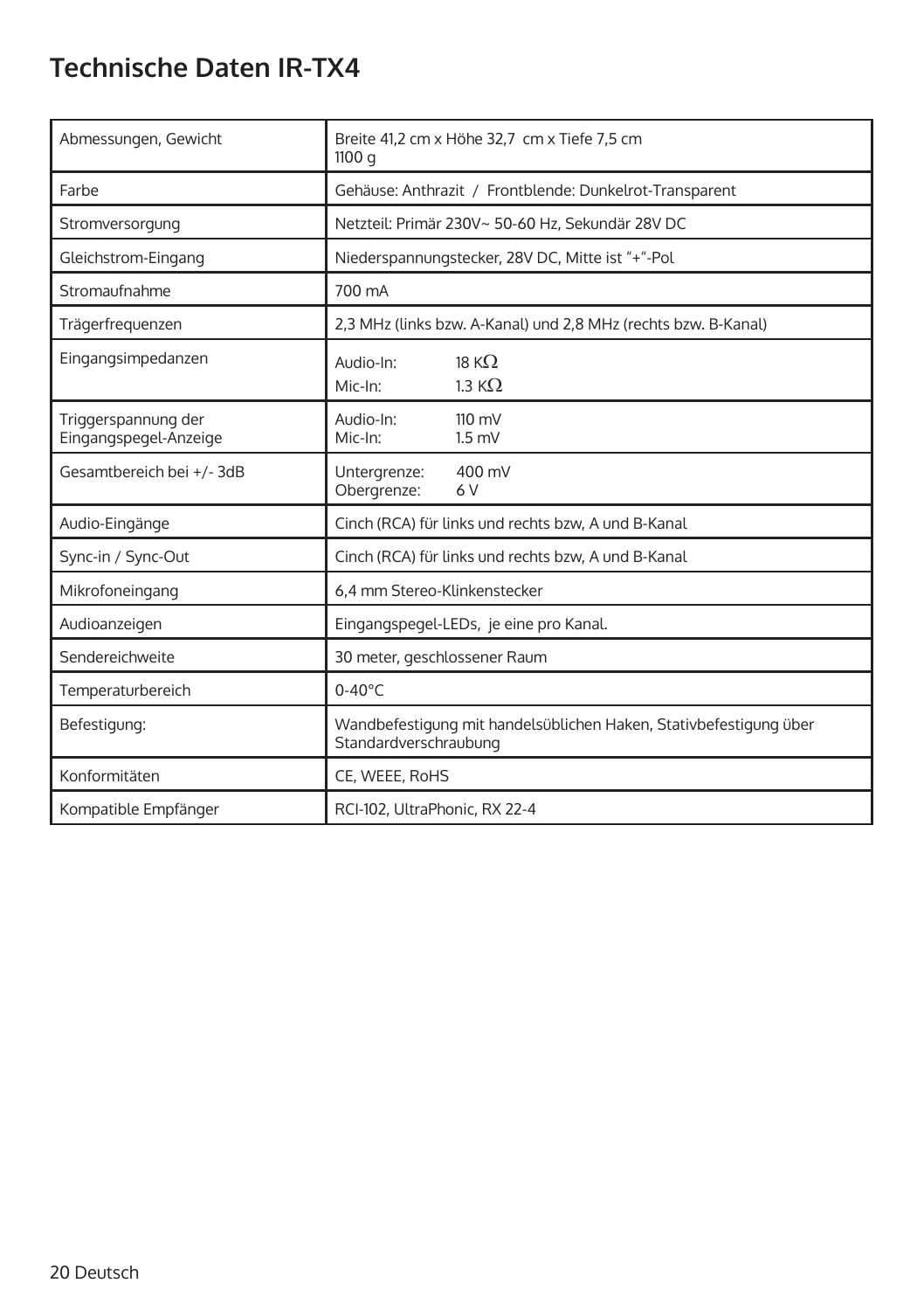# Technische Daten IR-TX4

| | |
|---|---|
| Abmessungen, Gewicht | Breite 41,2 cm x Höhe 32,7 cm x Tiefe 7,5 cm<br>1100 g |
| Farbe | Gehäuse: Anthrazit / Frontblende: Dunkelrot-Transparent |
| Stromversorgung | Netzteil: Primär 230V~ 50-60 Hz, Sekundär 28V DC |
| Gleichstrom-Eingang | Niederspannungstecker, 28V DC, Mitte ist "+"-Pol |
| Stromaufnahme | 700 mA |
| Trägerfrequenzen | 2,3 MHz (links bzw. A-Kanal) und 2,8 MHz (rechts bzw. B-Kanal) |
| Eingangsimpedanzen | Audio-In: 18 KΩ<br>Mic-In: 1.3 KΩ |
| Triggerspannung der Eingangspegel-Anzeige | Audio-In: 110 mV<br>Mic-In: 1.5 mV |
| Gesamtbereich bei +/- 3dB | Untergrenze: 400 mV<br>Obergrenze: 6 V |
| Audio-Eingänge | Cinch (RCA) für links und rechts bzw, A und B-Kanal |
| Sync-in / Sync-Out | Cinch (RCA) für links und rechts bzw, A und B-Kanal |
| Mikrofoneingang | 6,4 mm Stereo-Klinkenstecker |
| Audioanzeigen | Eingangspegel-LEDs, je eine pro Kanal. |
| Sendereichweite | 30 meter, geschlossener Raum |
| Temperaturbereich | 0-40°C |
| Befestigung: | Wandbefestigung mit handelsüblichen Haken, Stativbefestigung über Standardverschraubung |
| Konformitäten | CE, WEEE, RoHS |
| Kompatible Empfänger | RCI-102, UltraPhonic, RX 22-4 |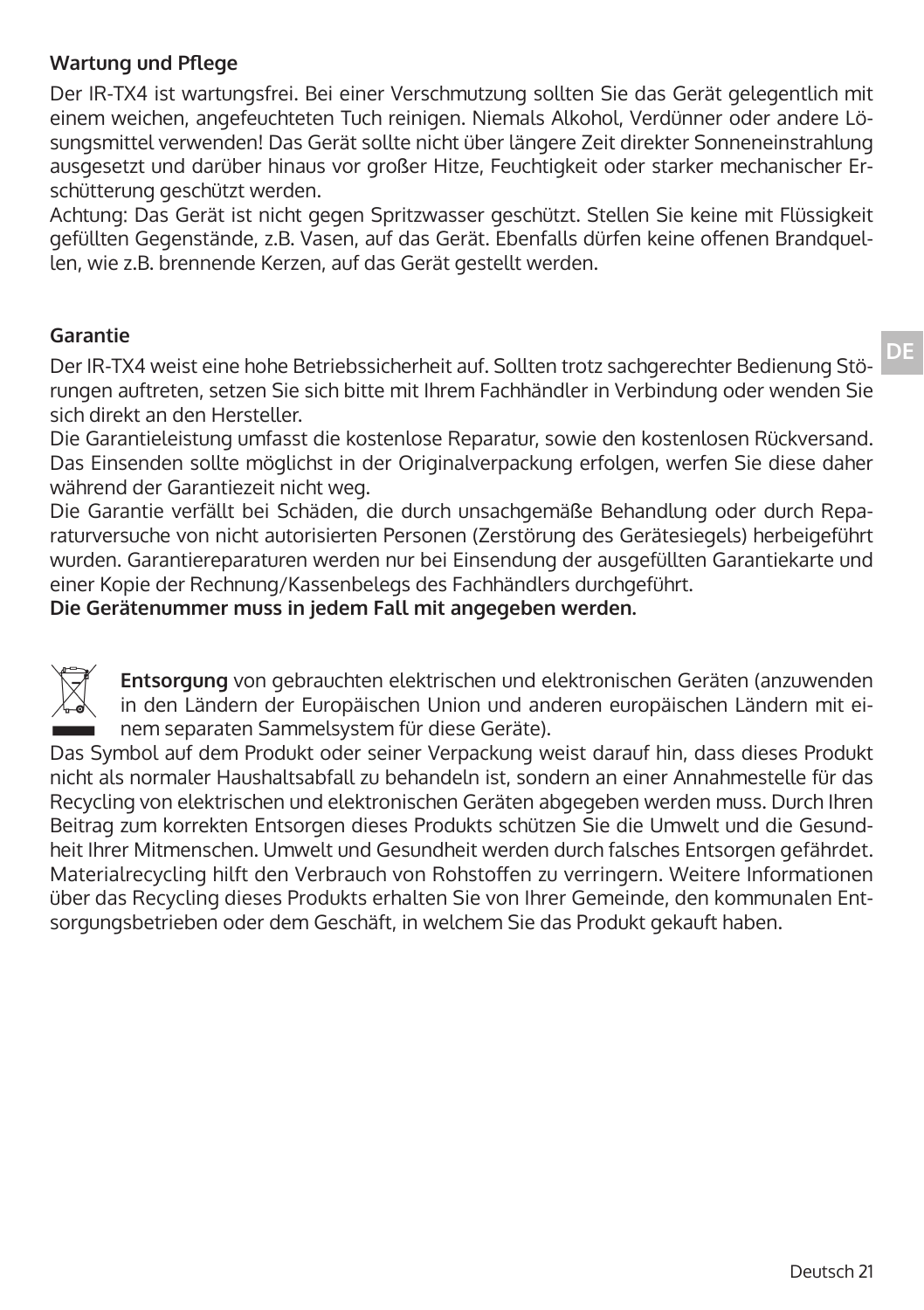### Wartung und Pflege

Der IR-TX4 ist wartungsfrei. Bei einer Verschmutzung sollten Sie das Gerät gelegentlich mit einem weichen, angefeuchteten Tuch reinigen. Niemals Alkohol, Verdünner oder andere Lösungsmittel verwenden! Das Gerät sollte nicht über längere Zeit direkter Sonneneinstrahlung ausgesetzt und darüber hinaus vor großer Hitze, Feuchtigkeit oder starker mechanischer Erschütterung geschützt werden.
Achtung: Das Gerät ist nicht gegen Spritzwasser geschützt. Stellen Sie keine mit Flüssigkeit gefüllten Gegenstände, z.B. Vasen, auf das Gerät. Ebenfalls dürfen keine offenen Brandquellen, wie z.B. brennende Kerzen, auf das Gerät gestellt werden.

### Garantie

Der IR-TX4 weist eine hohe Betriebssicherheit auf. Sollten trotz sachgerechter Bedienung Störungen auftreten, setzen Sie sich bitte mit Ihrem Fachhändler in Verbindung oder wenden Sie sich direkt an den Hersteller.
Die Garantieleistung umfasst die kostenlose Reparatur, sowie den kostenlosen Rückversand. Das Einsenden sollte möglichst in der Originalverpackung erfolgen, werfen Sie diese daher während der Garantiezeit nicht weg.
Die Garantie verfällt bei Schäden, die durch unsachgemäße Behandlung oder durch Reparaturversuche von nicht autorisierten Personen (Zerstörung des Gerätesiegels) herbeigeführt wurden. Garantiereparaturen werden nur bei Einsendung der ausgefüllten Garantiekarte und einer Kopie der Rechnung/Kassenbelegs des Fachhändlers durchgeführt.
**Die Gerätenummer muss in jedem Fall mit angegeben werden.**

**Entsorgung** von gebrauchten elektrischen und elektronischen Geräten (anzuwenden in den Ländern der Europäischen Union und anderen europäischen Ländern mit einem separaten Sammelsystem für diese Geräte).
Das Symbol auf dem Produkt oder seiner Verpackung weist darauf hin, dass dieses Produkt nicht als normaler Haushaltsabfall zu behandeln ist, sondern an einer Annahmestelle für das Recycling von elektrischen und elektronischen Geräten abgegeben werden muss. Durch Ihren Beitrag zum korrekten Entsorgen dieses Produkts schützen Sie die Umwelt und die Gesundheit Ihrer Mitmenschen. Umwelt und Gesundheit werden durch falsches Entsorgen gefährdet. Materialrecycling hilft den Verbrauch von Rohstoffen zu verringern. Weitere Informationen über das Recycling dieses Produkts erhalten Sie von Ihrer Gemeinde, den kommunalen Entsorgungsbetrieben oder dem Geschäft, in welchem Sie das Produkt gekauft haben.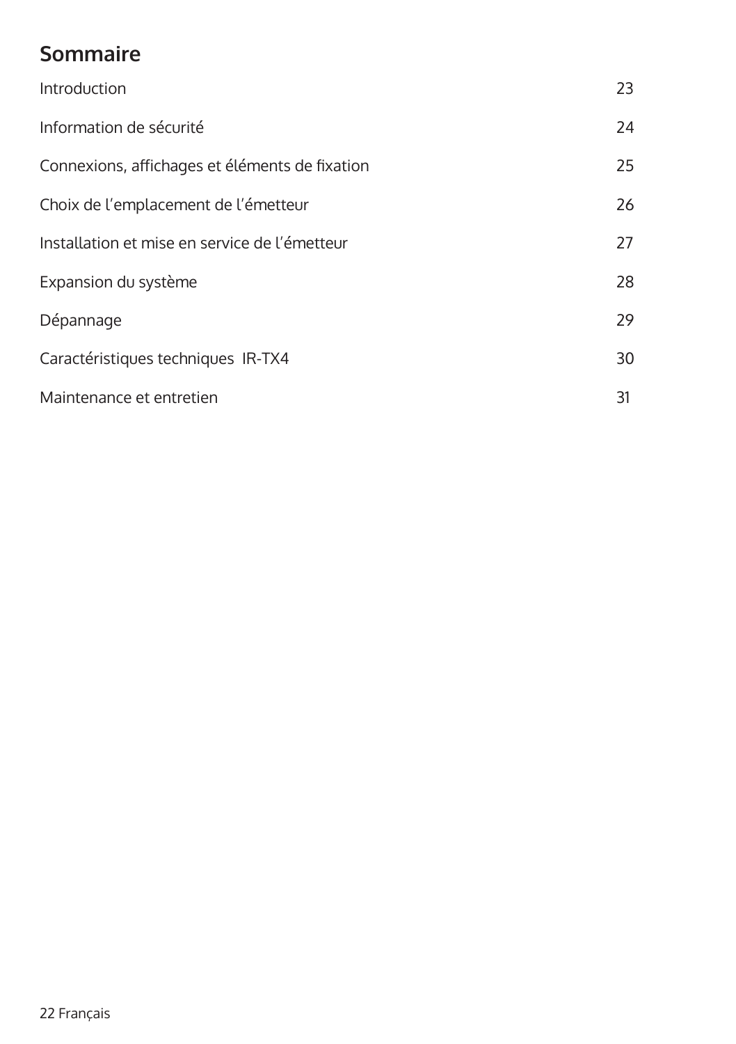# Sommaire

| | |
|---|---|
| Introduction | 23 |
| Information de sécurité | 24 |
| Connexions, affichages et éléments de fixation | 25 |
| Choix de l'emplacement de l'émetteur | 26 |
| Installation et mise en service de l'émetteur | 27 |
| Expansion du système | 28 |
| Dépannage | 29 |
| Caractéristiques techniques IR-TX4 | 30 |
| Maintenance et entretien | 31 |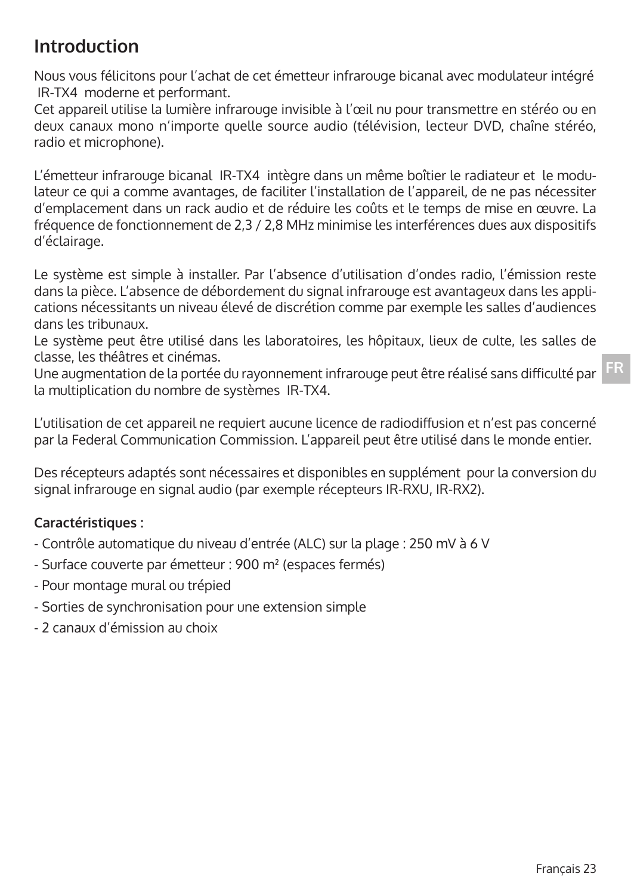## Introduction

Nous vous félicitons pour l'achat de cet émetteur infrarouge bicanal avec modulateur intégré IR-TX4 moderne et performant.
Cet appareil utilise la lumière infrarouge invisible à l'œil nu pour transmettre en stéréo ou en deux canaux mono n'importe quelle source audio (télévision, lecteur DVD, chaîne stéréo, radio et microphone).

L'émetteur infrarouge bicanal IR-TX4 intègre dans un même boîtier le radiateur et le modulateur ce qui a comme avantages, de faciliter l'installation de l'appareil, de ne pas nécessiter d'emplacement dans un rack audio et de réduire les coûts et le temps de mise en œuvre. La fréquence de fonctionnement de 2,3 / 2,8 MHz minimise les interférences dues aux dispositifs d'éclairage.

Le système est simple à installer. Par l'absence d'utilisation d'ondes radio, l'émission reste dans la pièce. L'absence de débordement du signal infrarouge est avantageux dans les applications nécessitants un niveau élevé de discrétion comme par exemple les salles d'audiences dans les tribunaux.
Le système peut être utilisé dans les laboratoires, les hôpitaux, lieux de culte, les salles de classe, les théâtres et cinémas.
Une augmentation de la portée du rayonnement infrarouge peut être réalisé sans difficulté par la multiplication du nombre de systèmes IR-TX4.

L'utilisation de cet appareil ne requiert aucune licence de radiodiffusion et n'est pas concerné par la Federal Communication Commission. L'appareil peut être utilisé dans le monde entier.

Des récepteurs adaptés sont nécessaires et disponibles en supplément pour la conversion du signal infrarouge en signal audio (par exemple récepteurs IR-RXU, IR-RX2).

**Caractéristiques :**

- Contrôle automatique du niveau d'entrée (ALC) sur la plage : 250 mV à 6 V
- Surface couverte par émetteur : 900 m² (espaces fermés)
- Pour montage mural ou trépied
- Sorties de synchronisation pour une extension simple
- 2 canaux d'émission au choix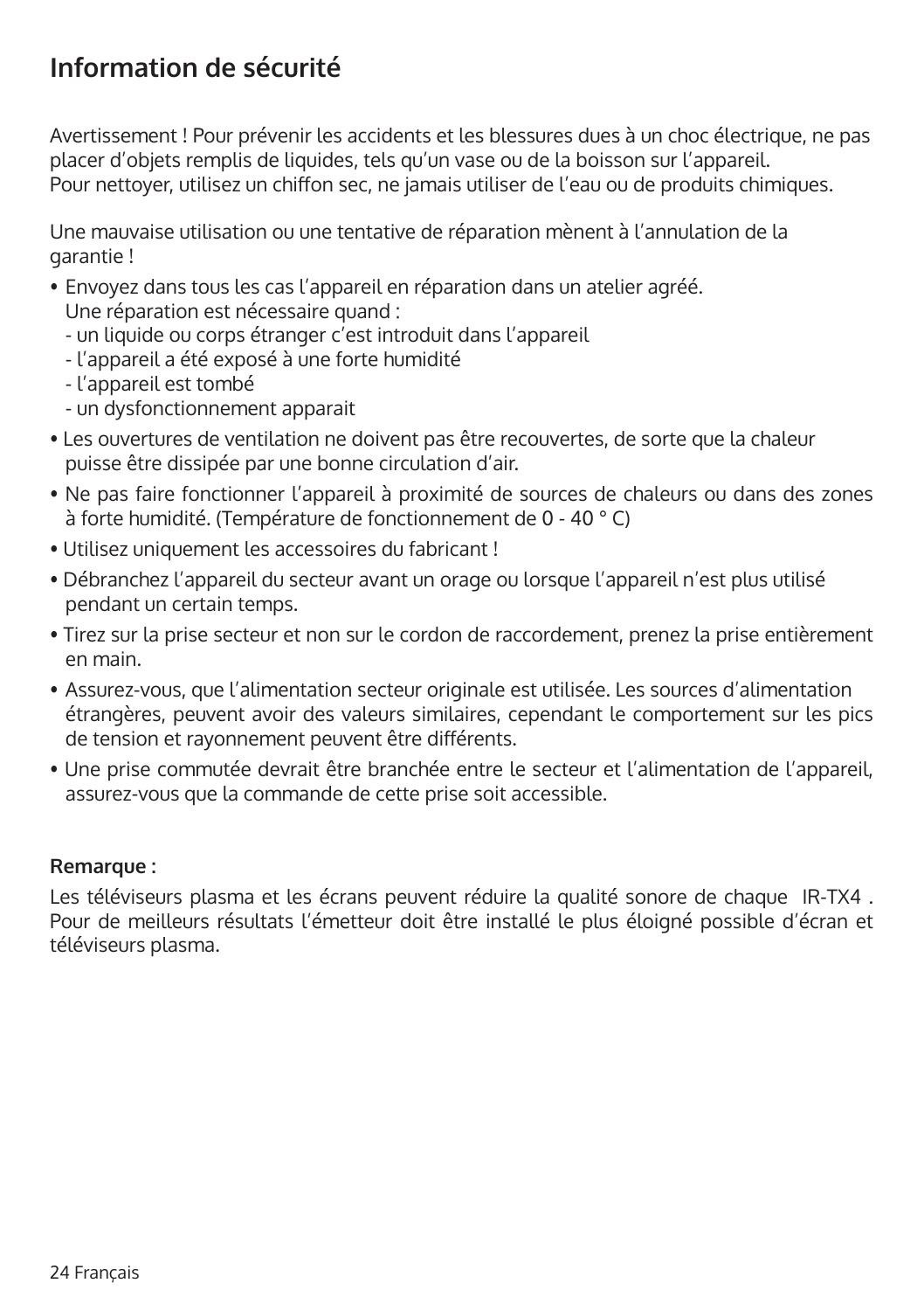# Information de sécurité

Avertissement ! Pour prévenir les accidents et les blessures dues à un choc électrique, ne pas placer d'objets remplis de liquides, tels qu'un vase ou de la boisson sur l'appareil.
Pour nettoyer, utilisez un chiffon sec, ne jamais utiliser de l'eau ou de produits chimiques.

Une mauvaise utilisation ou une tentative de réparation mènent à l'annulation de la garantie !

- Envoyez dans tous les cas l'appareil en réparation dans un atelier agréé.
  Une réparation est nécessaire quand :
  - un liquide ou corps étranger c'est introduit dans l'appareil
  - l'appareil a été exposé à une forte humidité
  - l'appareil est tombé
  - un dysfonctionnement apparait
- Les ouvertures de ventilation ne doivent pas être recouvertes, de sorte que la chaleur puisse être dissipée par une bonne circulation d'air.
- Ne pas faire fonctionner l'appareil à proximité de sources de chaleurs ou dans des zones à forte humidité. (Température de fonctionnement de 0 - 40 ° C)
- Utilisez uniquement les accessoires du fabricant !
- Débranchez l'appareil du secteur avant un orage ou lorsque l'appareil n'est plus utilisé pendant un certain temps.
- Tirez sur la prise secteur et non sur le cordon de raccordement, prenez la prise entièrement en main.
- Assurez-vous, que l'alimentation secteur originale est utilisée. Les sources d'alimentation étrangères, peuvent avoir des valeurs similaires, cependant le comportement sur les pics de tension et rayonnement peuvent être différents.
- Une prise commutée devrait être branchée entre le secteur et l'alimentation de l'appareil, assurez-vous que la commande de cette prise soit accessible.

**Remarque :**

Les téléviseurs plasma et les écrans peuvent réduire la qualité sonore de chaque IR-TX4 . Pour de meilleurs résultats l'émetteur doit être installé le plus éloigné possible d'écran et téléviseurs plasma.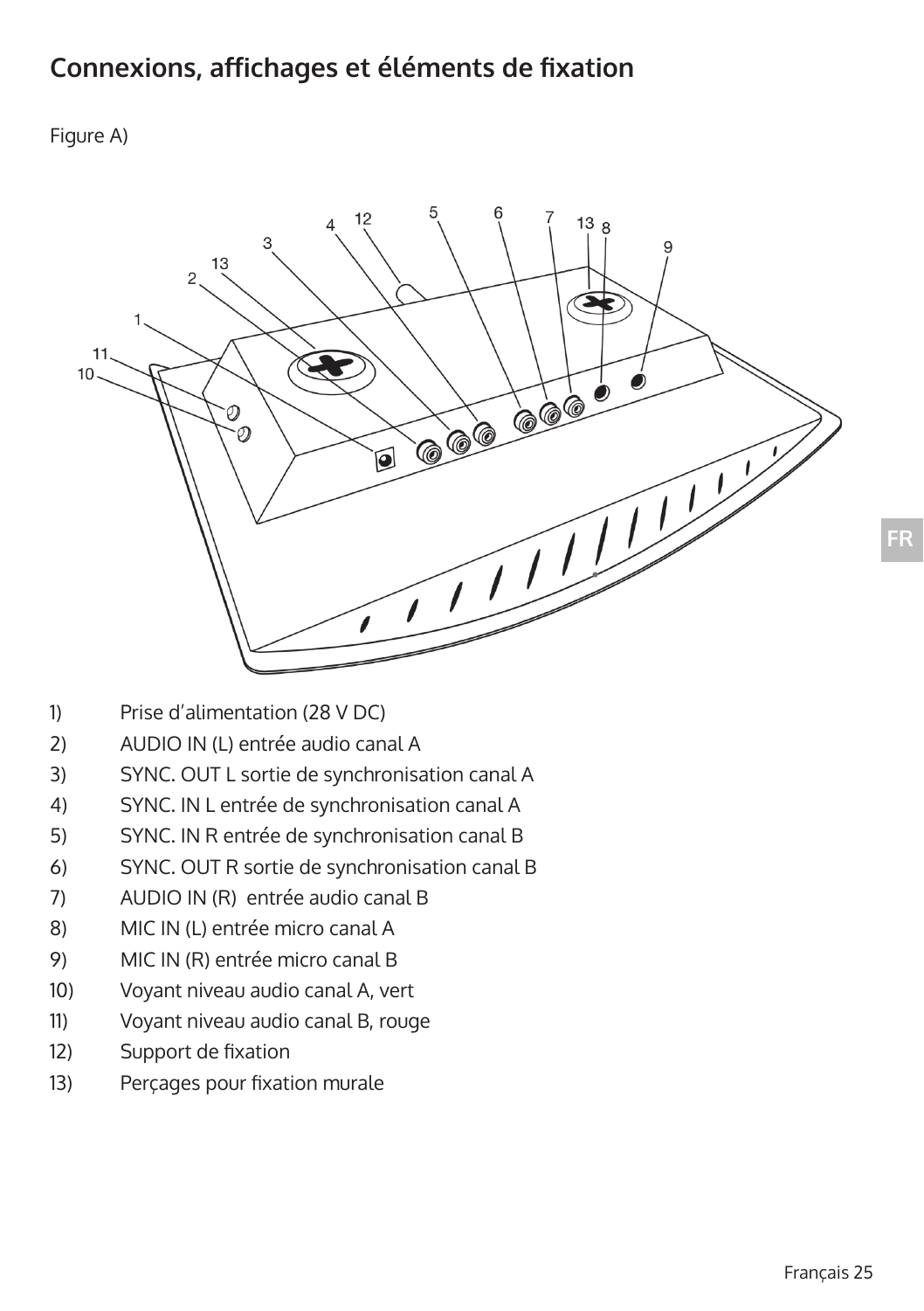## Connexions, affichages et éléments de fixation

Figure A)

1) Prise d’alimentation (28 V DC)
2) AUDIO IN (L) entrée audio canal A
3) SYNC. OUT L sortie de synchronisation canal A
4) SYNC. IN L entrée de synchronisation canal A
5) SYNC. IN R entrée de synchronisation canal B
6) SYNC. OUT R sortie de synchronisation canal B
7) AUDIO IN (R) entrée audio canal B
8) MIC IN (L) entrée micro canal A
9) MIC IN (R) entrée micro canal B
10) Voyant niveau audio canal A, vert
11) Voyant niveau audio canal B, rouge
12) Support de fixation
13) Perçages pour fixation murale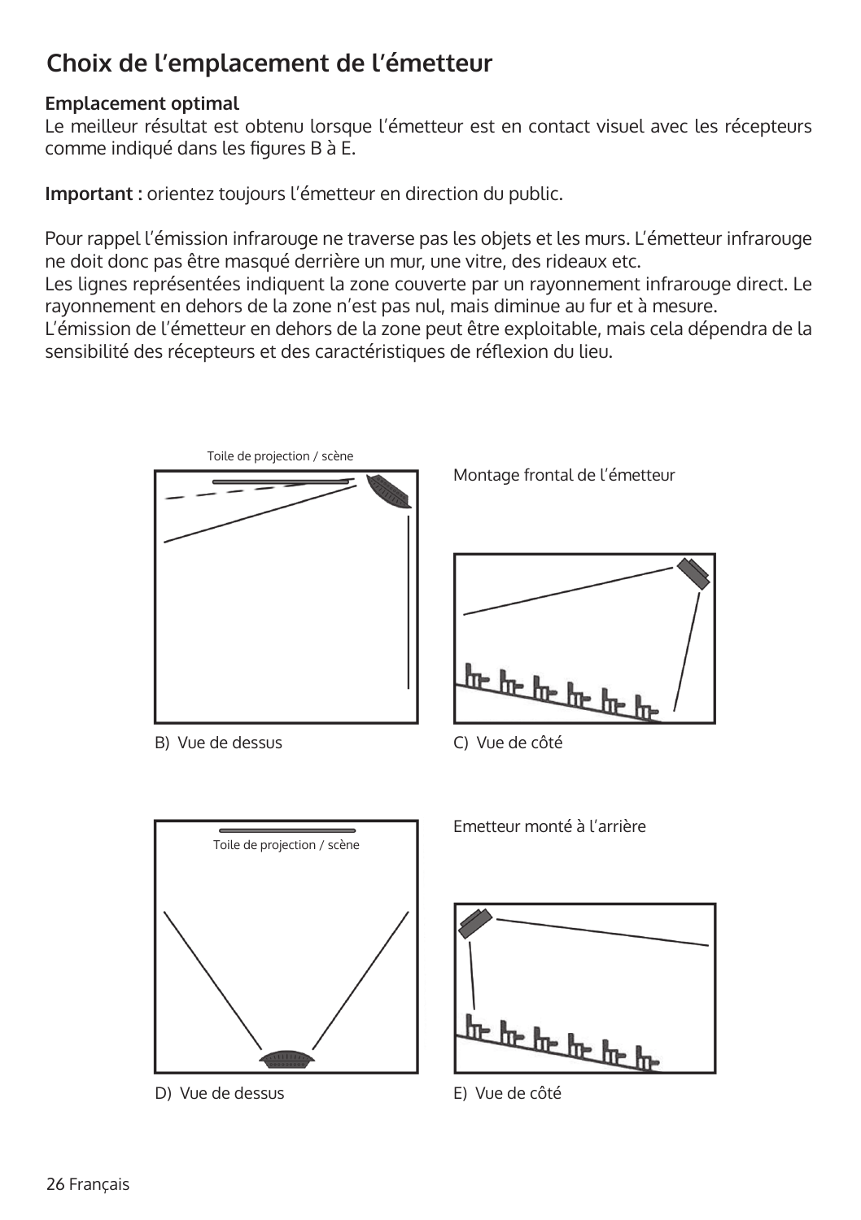# Choix de l'emplacement de l'émetteur

**Emplacement optimal**
Le meilleur résultat est obtenu lorsque l'émetteur est en contact visuel avec les récepteurs comme indiqué dans les figures B à E.

**Important :** orientez toujours l'émetteur en direction du public.

Pour rappel l'émission infrarouge ne traverse pas les objets et les murs. L'émetteur infrarouge ne doit donc pas être masqué derrière un mur, une vitre, des rideaux etc.
Les lignes représentées indiquent la zone couverte par un rayonnement infrarouge direct. Le rayonnement en dehors de la zone n'est pas nul, mais diminue au fur et à mesure.
L'émission de l'émetteur en dehors de la zone peut être exploitable, mais cela dépendra de la sensibilité des récepteurs et des caractéristiques de réflexion du lieu.

Toile de projection / scène

Montage frontal de l'émetteur

B) Vue de dessus

C) Vue de côté

Emetteur monté à l'arrière

Toile de projection / scène

D) Vue de dessus

E) Vue de côté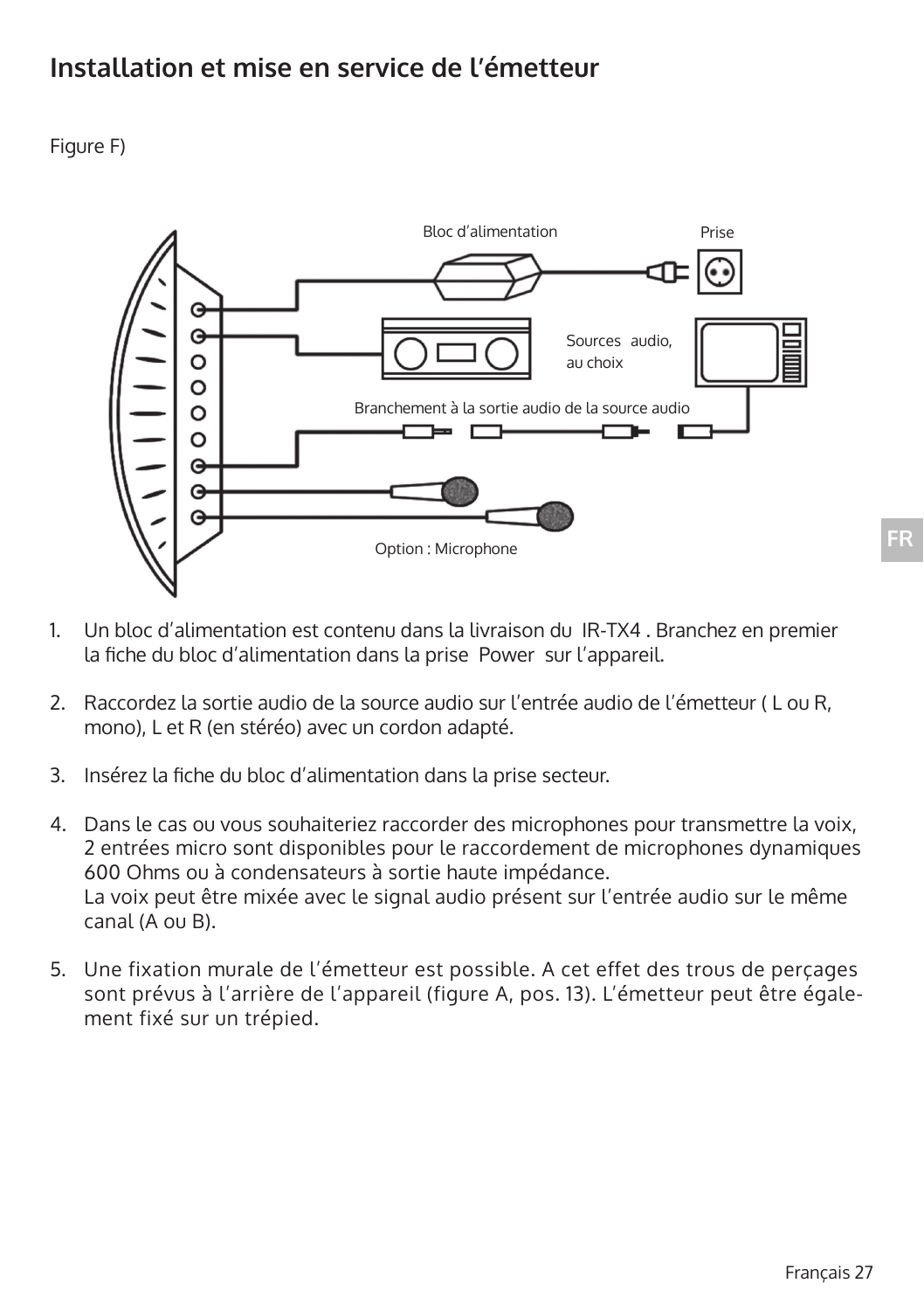## Installation et mise en service de l'émetteur

Figure F)

Bloc d'alimentation

Prise

Sources audio, au choix

Branchement à la sortie audio de la source audio

Option : Microphone

1. Un bloc d'alimentation est contenu dans la livraison du IR-TX4 . Branchez en premier la fiche du bloc d'alimentation dans la prise Power sur l'appareil.

2. Raccordez la sortie audio de la source audio sur l'entrée audio de l'émetteur ( L ou R, mono), L et R (en stéréo) avec un cordon adapté.

3. Insérez la fiche du bloc d'alimentation dans la prise secteur.

4. Dans le cas ou vous souhaiteriez raccorder des microphones pour transmettre la voix, 2 entrées micro sont disponibles pour le raccordement de microphones dynamiques 600 Ohms ou à condensateurs à sortie haute impédance.
   La voix peut être mixée avec le signal audio présent sur l'entrée audio sur le même canal (A ou B).

5. Une fixation murale de l'émetteur est possible. A cet effet des trous de perçages sont prévus à l'arrière de l'appareil (figure A, pos. 13). L'émetteur peut être également fixé sur un trépied.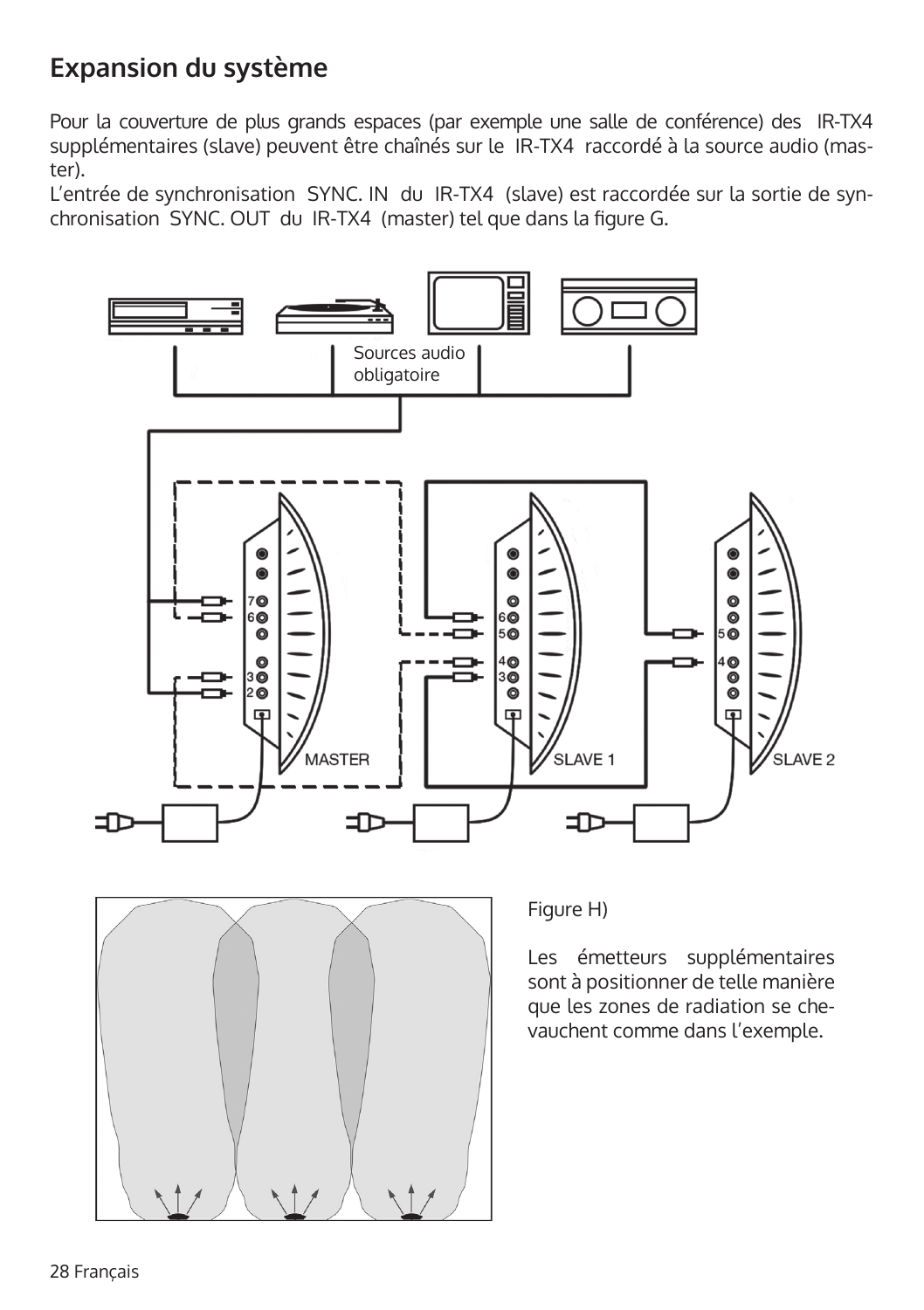## Expansion du système

Pour la couverture de plus grands espaces (par exemple une salle de conférence) des IR-TX4 supplémentaires (slave) peuvent être chaînés sur le IR-TX4 raccordé à la source audio (master).
L'entrée de synchronisation SYNC. IN du IR-TX4 (slave) est raccordée sur la sortie de synchronisation SYNC. OUT du IR-TX4 (master) tel que dans la figure G.

Sources audio obligatoire

MASTER

SLAVE 1

SLAVE 2

Figure H)

Les émetteurs supplémentaires sont à positionner de telle manière que les zones de radiation se chevauchent comme dans l'exemple.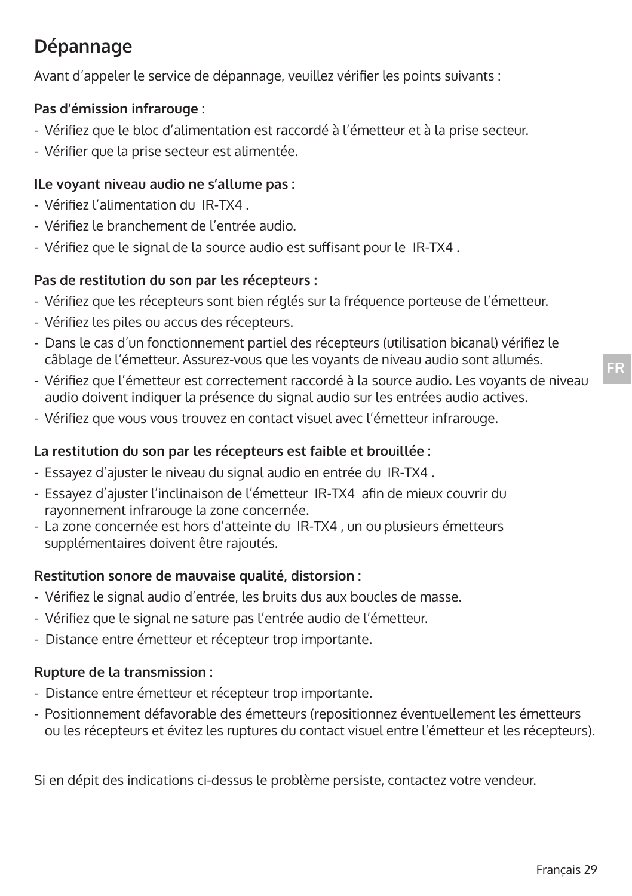# Dépannage

Avant d'appeler le service de dépannage, veuillez vérifier les points suivants :

**Pas d'émission infrarouge :**

- Vérifiez que le bloc d'alimentation est raccordé à l'émetteur et à la prise secteur.
- Vérifier que la prise secteur est alimentée.

**ILe voyant niveau audio ne s'allume pas :**

- Vérifiez l'alimentation du IR-TX4 .
- Vérifiez le branchement de l'entrée audio.
- Vérifiez que le signal de la source audio est suffisant pour le IR-TX4 .

**Pas de restitution du son par les récepteurs :**

- Vérifiez que les récepteurs sont bien réglés sur la fréquence porteuse de l'émetteur.
- Vérifiez les piles ou accus des récepteurs.
- Dans le cas d'un fonctionnement partiel des récepteurs (utilisation bicanal) vérifiez le câblage de l'émetteur. Assurez-vous que les voyants de niveau audio sont allumés.
- Vérifiez que l'émetteur est correctement raccordé à la source audio. Les voyants de niveau audio doivent indiquer la présence du signal audio sur les entrées audio actives.
- Vérifiez que vous vous trouvez en contact visuel avec l'émetteur infrarouge.

**La restitution du son par les récepteurs est faible et brouillée :**

- Essayez d'ajuster le niveau du signal audio en entrée du IR-TX4 .
- Essayez d'ajuster l'inclinaison de l'émetteur IR-TX4 afin de mieux couvrir du rayonnement infrarouge la zone concernée.
- La zone concernée est hors d'atteinte du IR-TX4 , un ou plusieurs émetteurs supplémentaires doivent être rajoutés.

**Restitution sonore de mauvaise qualité, distorsion :**

- Vérifiez le signal audio d'entrée, les bruits dus aux boucles de masse.
- Vérifiez que le signal ne sature pas l'entrée audio de l'émetteur.
- Distance entre émetteur et récepteur trop importante.

**Rupture de la transmission :**

- Distance entre émetteur et récepteur trop importante.
- Positionnement défavorable des émetteurs (repositionnez éventuellement les émetteurs ou les récepteurs et évitez les ruptures du contact visuel entre l'émetteur et les récepteurs).

Si en dépit des indications ci-dessus le problème persiste, contactez votre vendeur.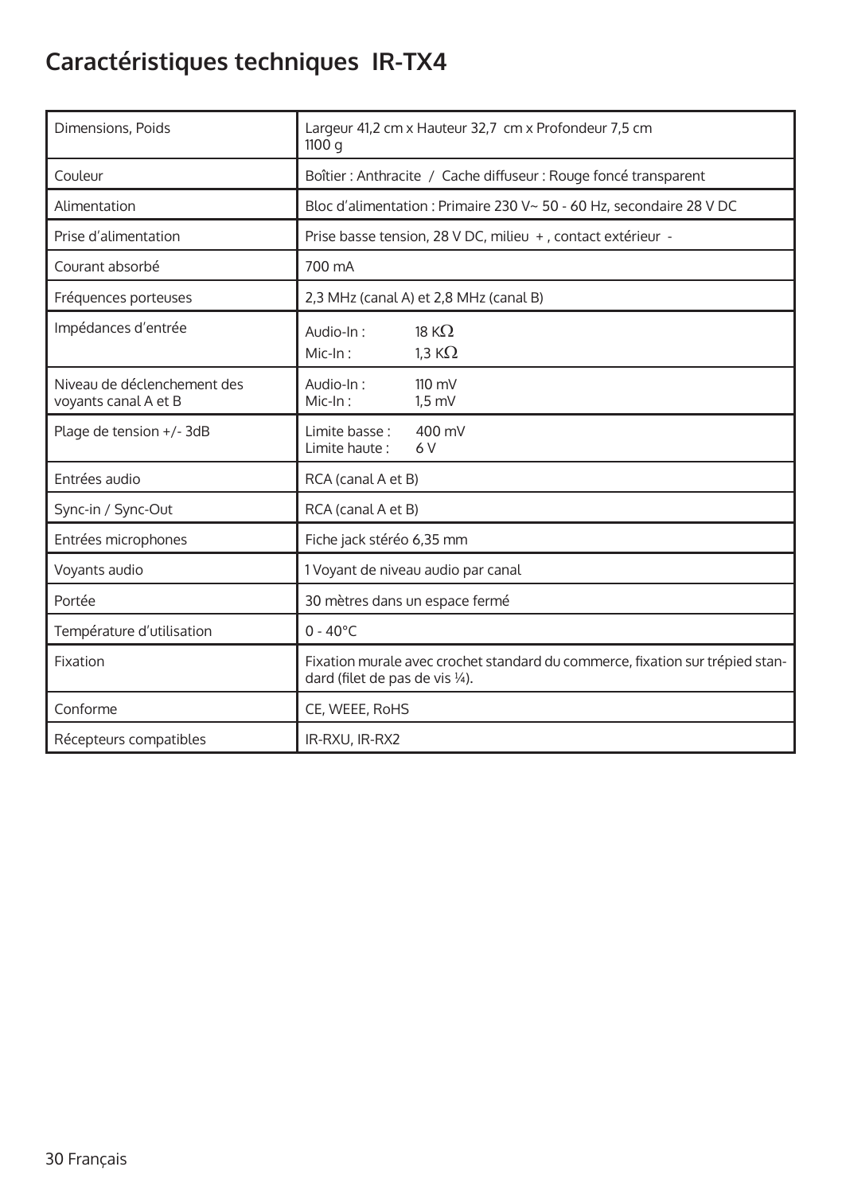# Caractéristiques techniques  IR-TX4

| | |
|---|---|
| Dimensions, Poids | Largeur 41,2 cm x Hauteur 32,7  cm x Profondeur 7,5 cm<br>1100 g |
| Couleur | Boîtier : Anthracite  /  Cache diffuseur : Rouge foncé transparent |
| Alimentation | Bloc d'alimentation : Primaire 230 V~ 50 - 60 Hz, secondaire 28 V DC |
| Prise d'alimentation | Prise basse tension, 28 V DC, milieu  + , contact extérieur  - |
| Courant absorbé | 700 mA |
| Fréquences porteuses | 2,3 MHz (canal A) et 2,8 MHz (canal B) |
| Impédances d'entrée | Audio-In : 18 KΩ<br>Mic-In : 1,3 KΩ |
| Niveau de déclenchement des voyants canal A et B | Audio-In : 110 mV<br>Mic-In : 1,5 mV |
| Plage de tension +/- 3dB | Limite basse : 400 mV<br>Limite haute : 6 V |
| Entrées audio | RCA (canal A et B) |
| Sync-in / Sync-Out | RCA (canal A et B) |
| Entrées microphones | Fiche jack stéréo 6,35 mm |
| Voyants audio | 1 Voyant de niveau audio par canal |
| Portée | 30 mètres dans un espace fermé |
| Température d'utilisation | 0 - 40°C |
| Fixation | Fixation murale avec crochet standard du commerce, fixation sur trépied standard (filet de pas de vis ¼). |
| Conforme | CE, WEEE, RoHS |
| Récepteurs compatibles | IR-RXU, IR-RX2 |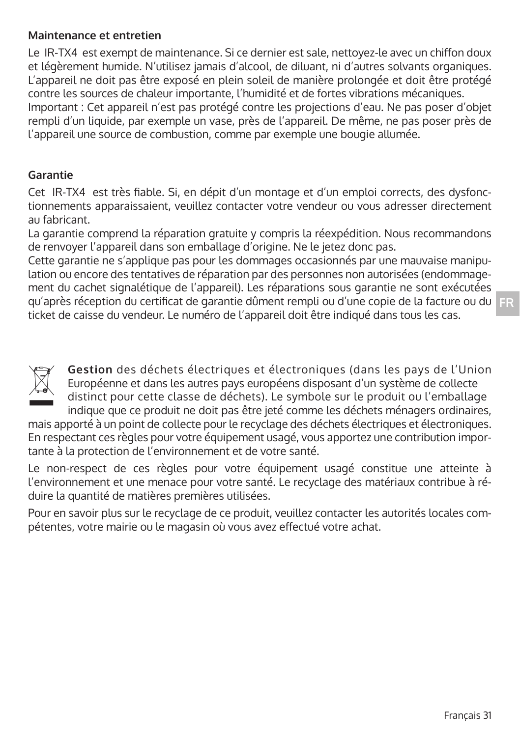## Maintenance et entretien

Le IR-TX4 est exempt de maintenance. Si ce dernier est sale, nettoyez-le avec un chiffon doux et légèrement humide. N'utilisez jamais d'alcool, de diluant, ni d'autres solvants organiques. L'appareil ne doit pas être exposé en plein soleil de manière prolongée et doit être protégé contre les sources de chaleur importante, l'humidité et de fortes vibrations mécaniques.
Important : Cet appareil n'est pas protégé contre les projections d'eau. Ne pas poser d'objet rempli d'un liquide, par exemple un vase, près de l'appareil. De même, ne pas poser près de l'appareil une source de combustion, comme par exemple une bougie allumée.

## Garantie

Cet IR-TX4 est très fiable. Si, en dépit d'un montage et d'un emploi corrects, des dysfonctionnements apparaissaient, veuillez contacter votre vendeur ou vous adresser directement au fabricant.
La garantie comprend la réparation gratuite y compris la réexpédition. Nous recommandons de renvoyer l'appareil dans son emballage d'origine. Ne le jetez donc pas.
Cette garantie ne s'applique pas pour les dommages occasionnés par une mauvaise manipulation ou encore des tentatives de réparation par des personnes non autorisées (endommagement du cachet signalétique de l'appareil). Les réparations sous garantie ne sont exécutées qu'après réception du certificat de garantie dûment rempli ou d'une copie de la facture ou du ticket de caisse du vendeur. Le numéro de l'appareil doit être indiqué dans tous les cas.

**Gestion** des déchets électriques et électroniques (dans les pays de l'Union Européenne et dans les autres pays européens disposant d'un système de collecte distinct pour cette classe de déchets). Le symbole sur le produit ou l'emballage indique que ce produit ne doit pas être jeté comme les déchets ménagers ordinaires, mais apporté à un point de collecte pour le recyclage des déchets électriques et électroniques. En respectant ces règles pour votre équipement usagé, vous apportez une contribution importante à la protection de l'environnement et de votre santé.

Le non-respect de ces règles pour votre équipement usagé constitue une atteinte à l'environnement et une menace pour votre santé. Le recyclage des matériaux contribue à réduire la quantité de matières premières utilisées.

Pour en savoir plus sur le recyclage de ce produit, veuillez contacter les autorités locales compétentes, votre mairie ou le magasin où vous avez effectué votre achat.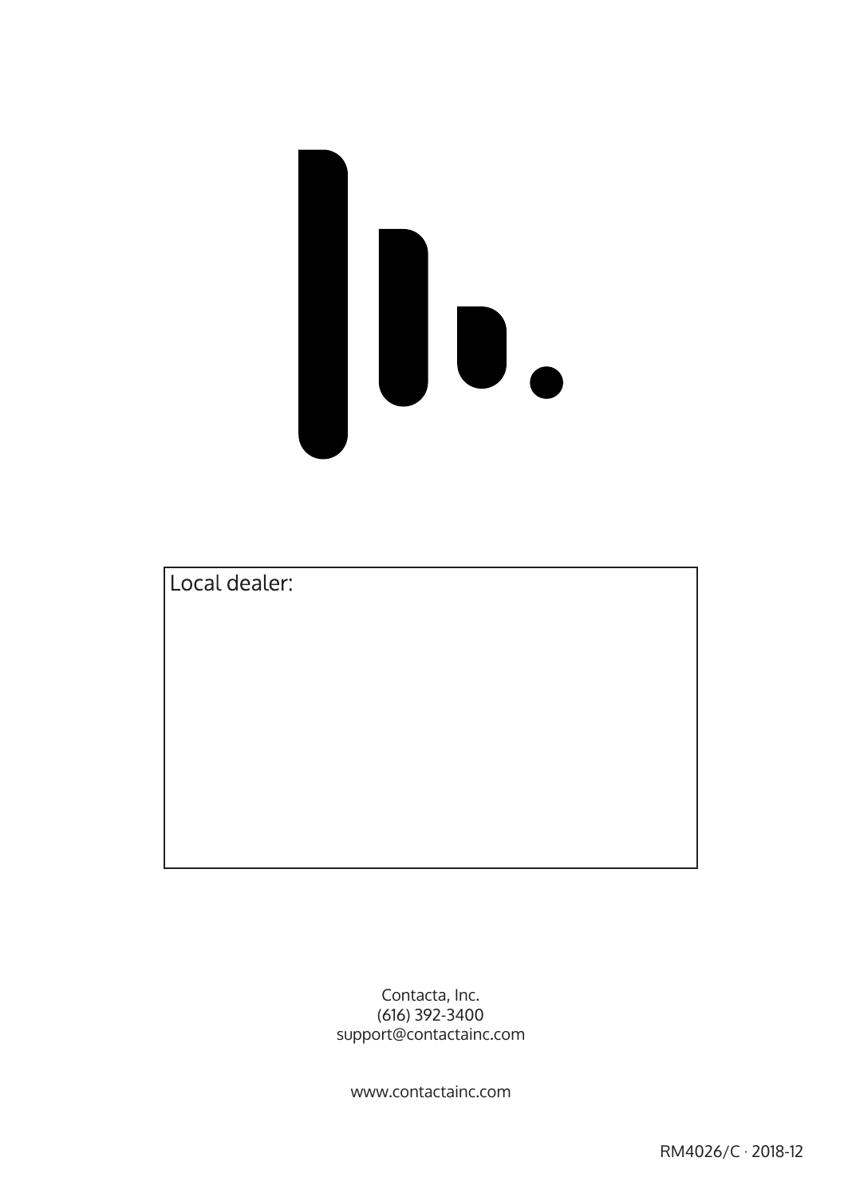Local dealer:

Contacta, Inc.
(616) 392-3400
support@contactainc.com

www.contactainc.com

RM4026/C · 2018-12